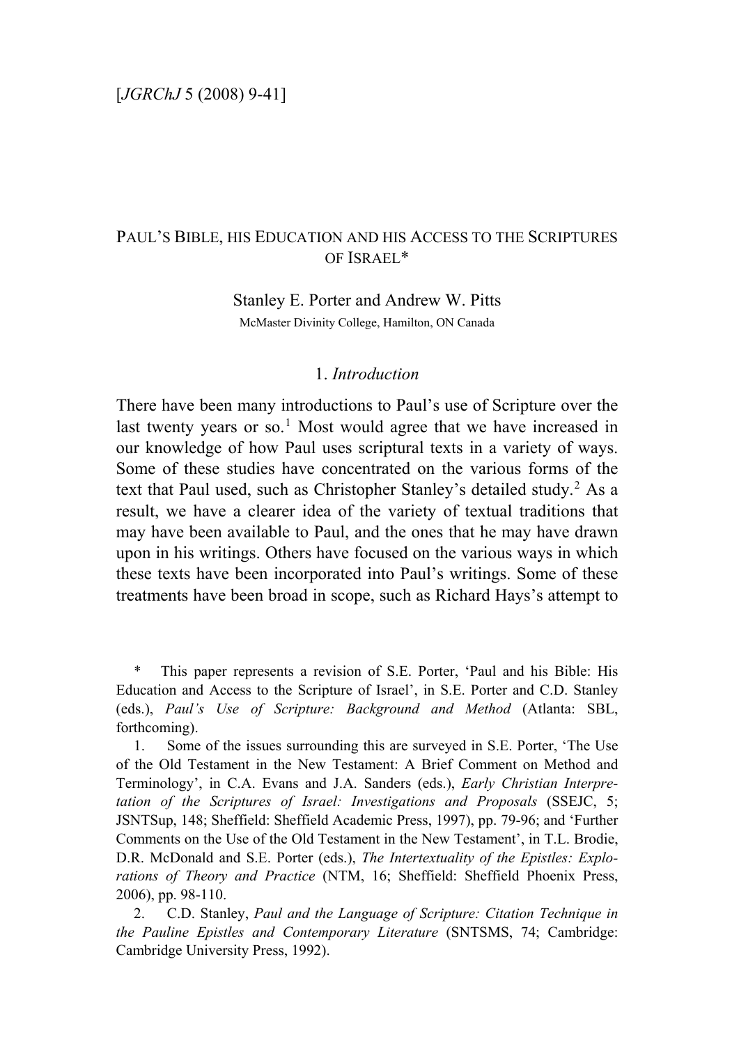# Paul's Bible, his Education and his Access to the Scriptures of Israel*

Stanley E. Porter and Andrew W. Pitts

McMaster Divinity College, Hamilton, ON Canada

## 1. *Introduction*

There have been many introductions to Paul's use of Scripture over the last twenty years or so.[1] Most would agree that we have increased in our knowledge of how Paul uses scriptural texts in a variety of ways. Some of these studies have concentrated on the various forms of the text that Paul used, such as Christopher Stanley's detailed study.[2] As a result, we have a clearer idea of the variety of textual traditions that may have been available to Paul, and the ones that he may have drawn upon in his writings. Others have focused on the various ways in which these texts have been incorporated into Paul's writings. Some of these treatments have been broad in scope, such as Richard Hays's attempt to

\* This paper represents a revision of S.E. Porter, 'Paul and his Bible: His Education and Access to the Scripture of Israel', in S.E. Porter and C.D. Stanley (eds.), *Paul's Use of Scripture: Background and Method* (Atlanta: SBL, forthcoming).

1. Some of the issues surrounding this are surveyed in S.E. Porter, 'The Use of the Old Testament in the New Testament: A Brief Comment on Method and Terminology', in C.A. Evans and J.A. Sanders (eds.), *Early Christian Interpretation of the Scriptures of Israel: Investigations and Proposals* (SSEJC, 5; JSNTSup, 148; Sheffield: Sheffield Academic Press, 1997), pp. 79-96; and 'Further Comments on the Use of the Old Testament in the New Testament', in T.L. Brodie, D.R. McDonald and S.E. Porter (eds.), *The Intertextuality of the Epistles: Explorations of Theory and Practice* (NTM, 16; Sheffield: Sheffield Phoenix Press, 2006), pp. 98-110.

2. C.D. Stanley, *Paul and the Language of Scripture: Citation Technique in the Pauline Epistles and Contemporary Literature* (SNTSMS, 74; Cambridge: Cambridge University Press, 1992).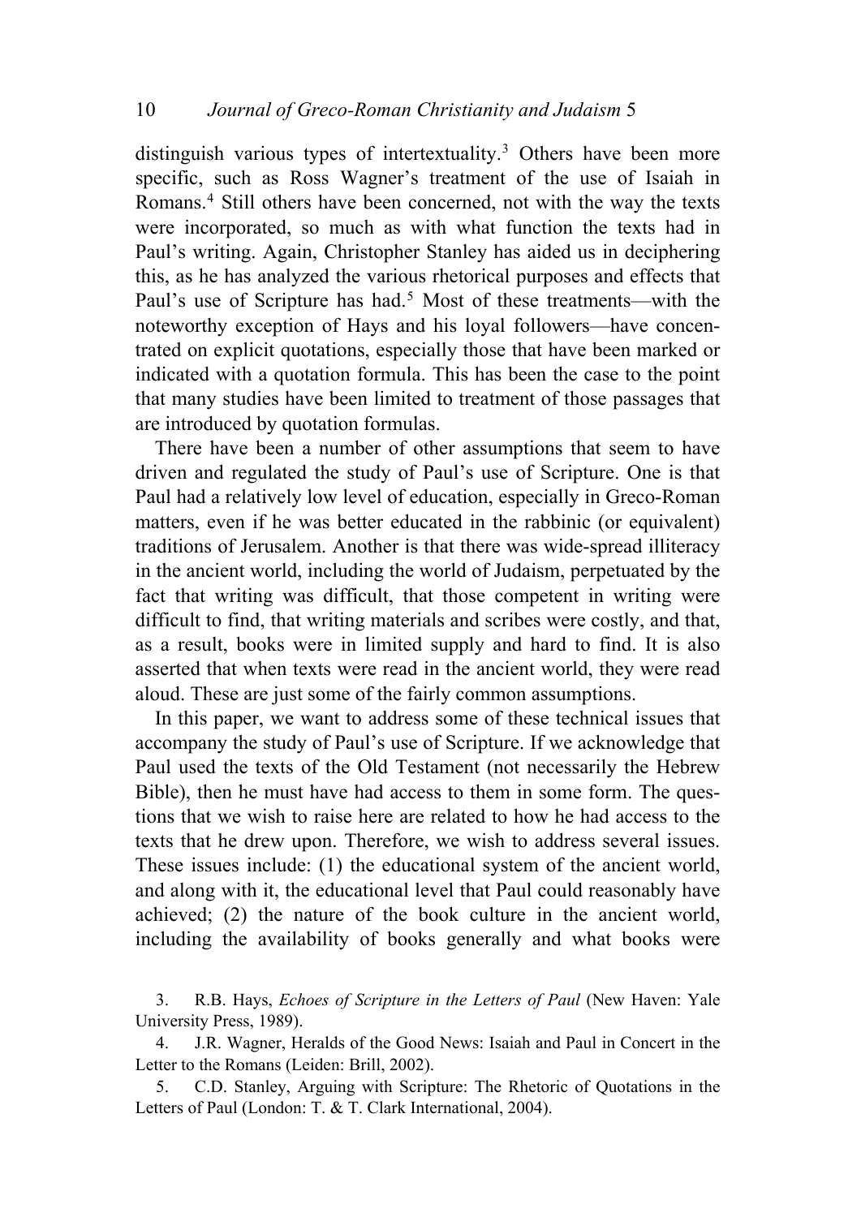distinguish various types of intertextuality.[3] Others have been more specific, such as Ross Wagner's treatment of the use of Isaiah in Romans.[4] Still others have been concerned, not with the way the texts were incorporated, so much as with what function the texts had in Paul's writing. Again, Christopher Stanley has aided us in deciphering this, as he has analyzed the various rhetorical purposes and effects that Paul's use of Scripture has had.[5] Most of these treatments—with the noteworthy exception of Hays and his loyal followers—have concentrated on explicit quotations, especially those that have been marked or indicated with a quotation formula. This has been the case to the point that many studies have been limited to treatment of those passages that are introduced by quotation formulas.

There have been a number of other assumptions that seem to have driven and regulated the study of Paul's use of Scripture. One is that Paul had a relatively low level of education, especially in Greco-Roman matters, even if he was better educated in the rabbinic (or equivalent) traditions of Jerusalem. Another is that there was wide-spread illiteracy in the ancient world, including the world of Judaism, perpetuated by the fact that writing was difficult, that those competent in writing were difficult to find, that writing materials and scribes were costly, and that, as a result, books were in limited supply and hard to find. It is also asserted that when texts were read in the ancient world, they were read aloud. These are just some of the fairly common assumptions.

In this paper, we want to address some of these technical issues that accompany the study of Paul's use of Scripture. If we acknowledge that Paul used the texts of the Old Testament (not necessarily the Hebrew Bible), then he must have had access to them in some form. The questions that we wish to raise here are related to how he had access to the texts that he drew upon. Therefore, we wish to address several issues. These issues include: (1) the educational system of the ancient world, and along with it, the educational level that Paul could reasonably have achieved; (2) the nature of the book culture in the ancient world, including the availability of books generally and what books were

3. R.B. Hays, *Echoes of Scripture in the Letters of Paul* (New Haven: Yale University Press, 1989).

4. J.R. Wagner, Heralds of the Good News: Isaiah and Paul in Concert in the Letter to the Romans (Leiden: Brill, 2002).

5. C.D. Stanley, Arguing with Scripture: The Rhetoric of Quotations in the Letters of Paul (London: T. & T. Clark International, 2004).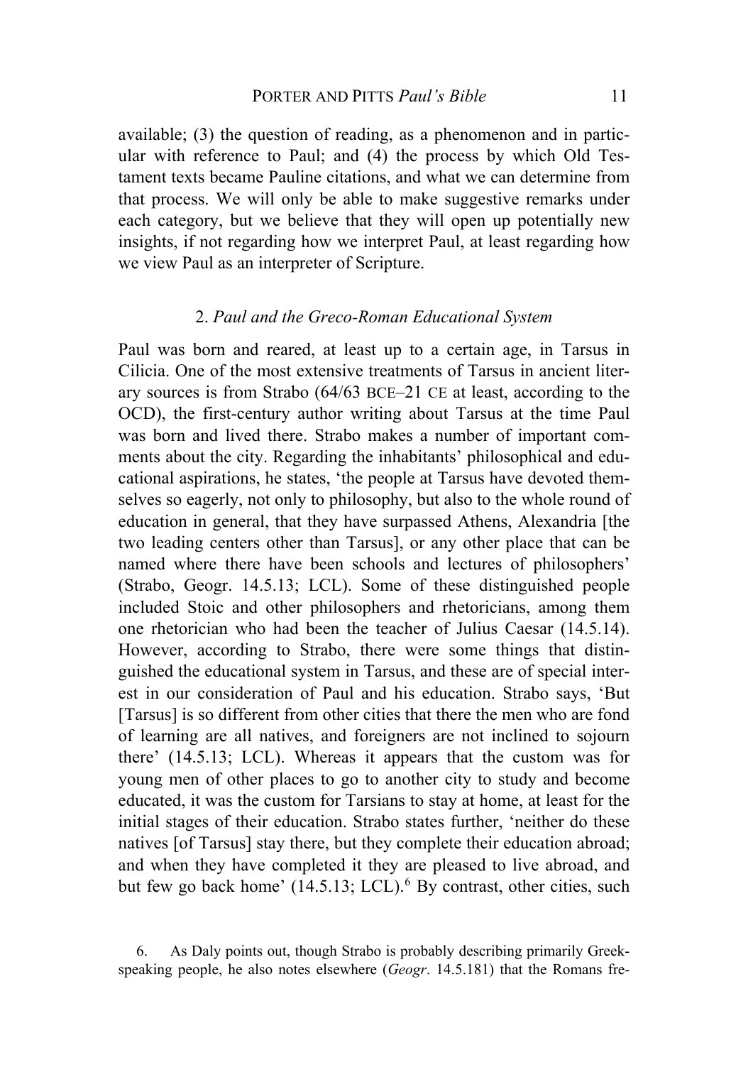available; (3) the question of reading, as a phenomenon and in particular with reference to Paul; and (4) the process by which Old Testament texts became Pauline citations, and what we can determine from that process. We will only be able to make suggestive remarks under each category, but we believe that they will open up potentially new insights, if not regarding how we interpret Paul, at least regarding how we view Paul as an interpreter of Scripture.

## 2. *Paul and the Greco-Roman Educational System*

Paul was born and reared, at least up to a certain age, in Tarsus in Cilicia. One of the most extensive treatments of Tarsus in ancient literary sources is from Strabo (64/63 BCE–21 CE at least, according to the OCD), the first-century author writing about Tarsus at the time Paul was born and lived there. Strabo makes a number of important comments about the city. Regarding the inhabitants' philosophical and educational aspirations, he states, 'the people at Tarsus have devoted themselves so eagerly, not only to philosophy, but also to the whole round of education in general, that they have surpassed Athens, Alexandria [the two leading centers other than Tarsus], or any other place that can be named where there have been schools and lectures of philosophers' (Strabo, Geogr. 14.5.13; LCL). Some of these distinguished people included Stoic and other philosophers and rhetoricians, among them one rhetorician who had been the teacher of Julius Caesar (14.5.14). However, according to Strabo, there were some things that distinguished the educational system in Tarsus, and these are of special interest in our consideration of Paul and his education. Strabo says, 'But [Tarsus] is so different from other cities that there the men who are fond of learning are all natives, and foreigners are not inclined to sojourn there' (14.5.13; LCL). Whereas it appears that the custom was for young men of other places to go to another city to study and become educated, it was the custom for Tarsians to stay at home, at least for the initial stages of their education. Strabo states further, 'neither do these natives [of Tarsus] stay there, but they complete their education abroad; and when they have completed it they are pleased to live abroad, and but few go back home' (14.5.13; LCL).[6] By contrast, other cities, such

6. As Daly points out, though Strabo is probably describing primarily Greek-speaking people, he also notes elsewhere (*Geogr*. 14.5.181) that the Romans fre-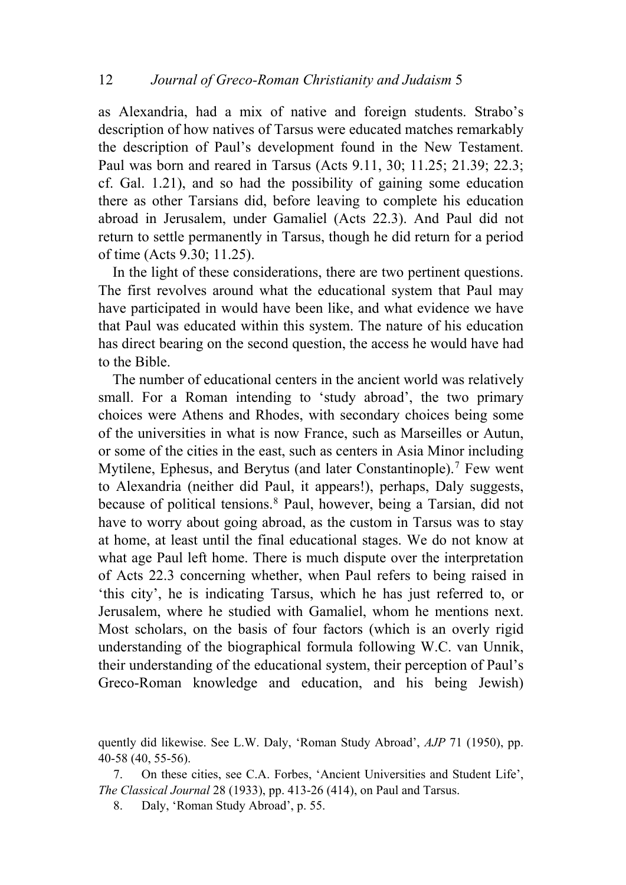as Alexandria, had a mix of native and foreign students. Strabo's description of how natives of Tarsus were educated matches remarkably the description of Paul's development found in the New Testament. Paul was born and reared in Tarsus (Acts 9.11, 30; 11.25; 21.39; 22.3; cf. Gal. 1.21), and so had the possibility of gaining some education there as other Tarsians did, before leaving to complete his education abroad in Jerusalem, under Gamaliel (Acts 22.3). And Paul did not return to settle permanently in Tarsus, though he did return for a period of time (Acts 9.30; 11.25).

In the light of these considerations, there are two pertinent questions. The first revolves around what the educational system that Paul may have participated in would have been like, and what evidence we have that Paul was educated within this system. The nature of his education has direct bearing on the second question, the access he would have had to the Bible.

The number of educational centers in the ancient world was relatively small. For a Roman intending to 'study abroad', the two primary choices were Athens and Rhodes, with secondary choices being some of the universities in what is now France, such as Marseilles or Autun, or some of the cities in the east, such as centers in Asia Minor including Mytilene, Ephesus, and Berytus (and later Constantinople).[7] Few went to Alexandria (neither did Paul, it appears!), perhaps, Daly suggests, because of political tensions.[8] Paul, however, being a Tarsian, did not have to worry about going abroad, as the custom in Tarsus was to stay at home, at least until the final educational stages. We do not know at what age Paul left home. There is much dispute over the interpretation of Acts 22.3 concerning whether, when Paul refers to being raised in 'this city', he is indicating Tarsus, which he has just referred to, or Jerusalem, where he studied with Gamaliel, whom he mentions next. Most scholars, on the basis of four factors (which is an overly rigid understanding of the biographical formula following W.C. van Unnik, their understanding of the educational system, their perception of Paul's Greco-Roman knowledge and education, and his being Jewish)

quently did likewise. See L.W. Daly, 'Roman Study Abroad', *AJP* 71 (1950), pp. 40-58 (40, 55-56).

7. On these cities, see C.A. Forbes, 'Ancient Universities and Student Life', *The Classical Journal* 28 (1933), pp. 413-26 (414), on Paul and Tarsus.

8. Daly, 'Roman Study Abroad', p. 55.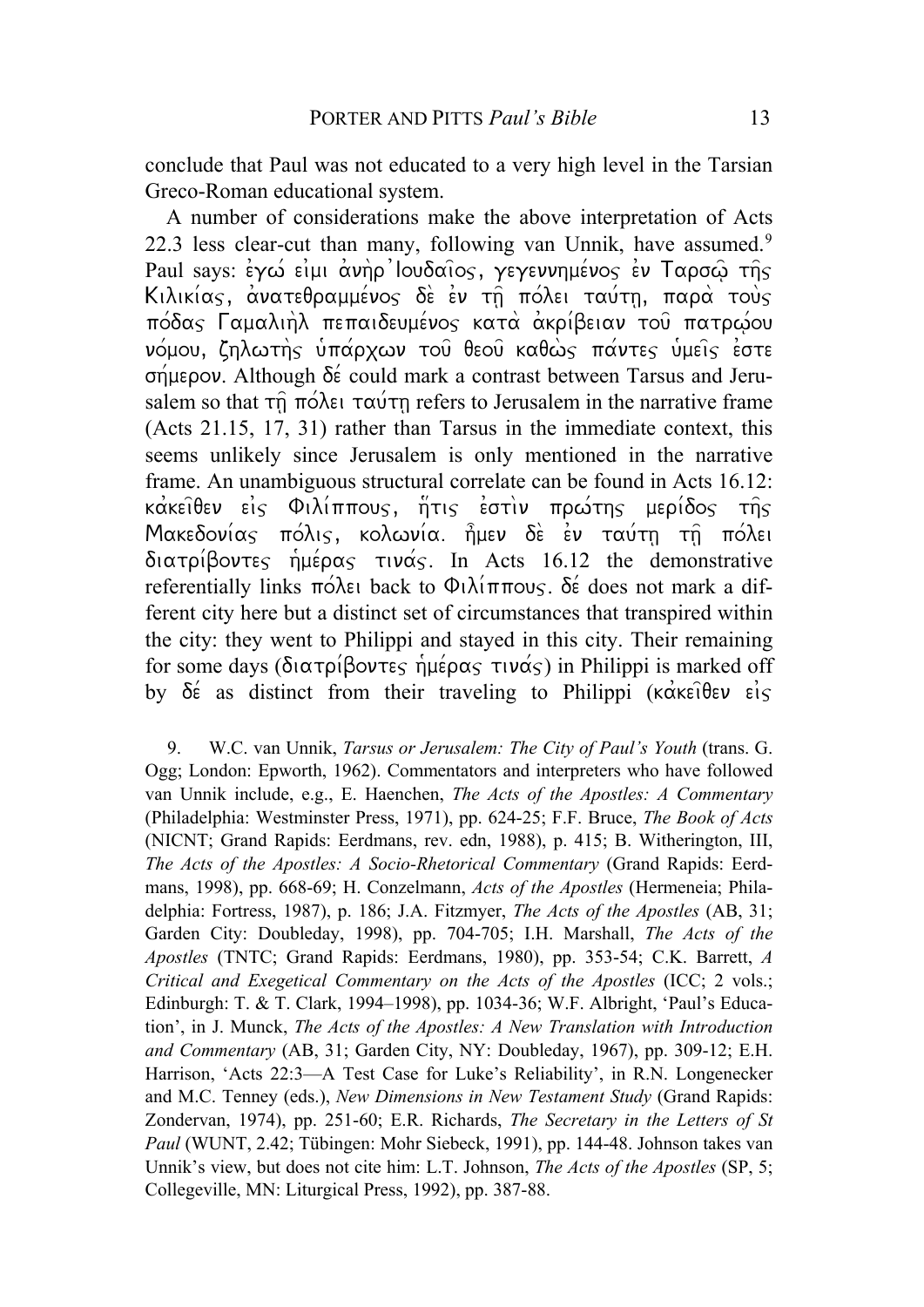conclude that Paul was not educated to a very high level in the Tarsian Greco-Roman educational system.

A number of considerations make the above interpretation of Acts 22.3 less clear-cut than many, following van Unnik, have assumed.[9] Paul says: ἐγώ εἰμι ἀνὴρ Ἰουδαῖος, γεγεννημένος ἐν Ταρσῷ τῆς Κιλικίας, ἀνατεθραμμένος δὲ ἐν τῇ πόλει ταύτῃ, παρὰ τοὺς πόδας Γαμαλιὴλ πεπαιδευμένος κατὰ ἀκρίβειαν τοῦ πατρῴου νόμου, ζηλωτὴς ὑπάρχων τοῦ θεοῦ καθὼς πάντες ὑμεῖς ἐστε σήμερον. Although δέ could mark a contrast between Tarsus and Jerusalem so that τῇ πόλει ταύτῃ refers to Jerusalem in the narrative frame (Acts 21.15, 17, 31) rather than Tarsus in the immediate context, this seems unlikely since Jerusalem is only mentioned in the narrative frame. An unambiguous structural correlate can be found in Acts 16.12: κἀκεῖθεν εἰς Φιλίππους, ἥτις ἐστὶν πρώτης μερίδος τῆς Μακεδονίας πόλις, κολωνία. ἦμεν δὲ ἐν ταύτῃ τῇ πόλει διατρίβοντες ἡμέρας τινάς. In Acts 16.12 the demonstrative referentially links πόλει back to Φιλίππους. δέ does not mark a different city here but a distinct set of circumstances that transpired within the city: they went to Philippi and stayed in this city. Their remaining for some days (διατρίβοντες ἡμέρας τινάς) in Philippi is marked off by δέ as distinct from their traveling to Philippi (κἀκεῖθεν εἰς

9. W.C. van Unnik, *Tarsus or Jerusalem: The City of Paul's Youth* (trans. G. Ogg; London: Epworth, 1962). Commentators and interpreters who have followed van Unnik include, e.g., E. Haenchen, *The Acts of the Apostles: A Commentary* (Philadelphia: Westminster Press, 1971), pp. 624-25; F.F. Bruce, *The Book of Acts* (NICNT; Grand Rapids: Eerdmans, rev. edn, 1988), p. 415; B. Witherington, III, *The Acts of the Apostles: A Socio-Rhetorical Commentary* (Grand Rapids: Eerdmans, 1998), pp. 668-69; H. Conzelmann, *Acts of the Apostles* (Hermeneia; Philadelphia: Fortress, 1987), p. 186; J.A. Fitzmyer, *The Acts of the Apostles* (AB, 31; Garden City: Doubleday, 1998), pp. 704-705; I.H. Marshall, *The Acts of the Apostles* (TNTC; Grand Rapids: Eerdmans, 1980), pp. 353-54; C.K. Barrett, *A Critical and Exegetical Commentary on the Acts of the Apostles* (ICC; 2 vols.; Edinburgh: T. & T. Clark, 1994–1998), pp. 1034-36; W.F. Albright, 'Paul's Education', in J. Munck, *The Acts of the Apostles: A New Translation with Introduction and Commentary* (AB, 31; Garden City, NY: Doubleday, 1967), pp. 309-12; E.H. Harrison, 'Acts 22:3—A Test Case for Luke's Reliability', in R.N. Longenecker and M.C. Tenney (eds.), *New Dimensions in New Testament Study* (Grand Rapids: Zondervan, 1974), pp. 251-60; E.R. Richards, *The Secretary in the Letters of St Paul* (WUNT, 2.42; Tübingen: Mohr Siebeck, 1991), pp. 144-48. Johnson takes van Unnik's view, but does not cite him: L.T. Johnson, *The Acts of the Apostles* (SP, 5; Collegeville, MN: Liturgical Press, 1992), pp. 387-88.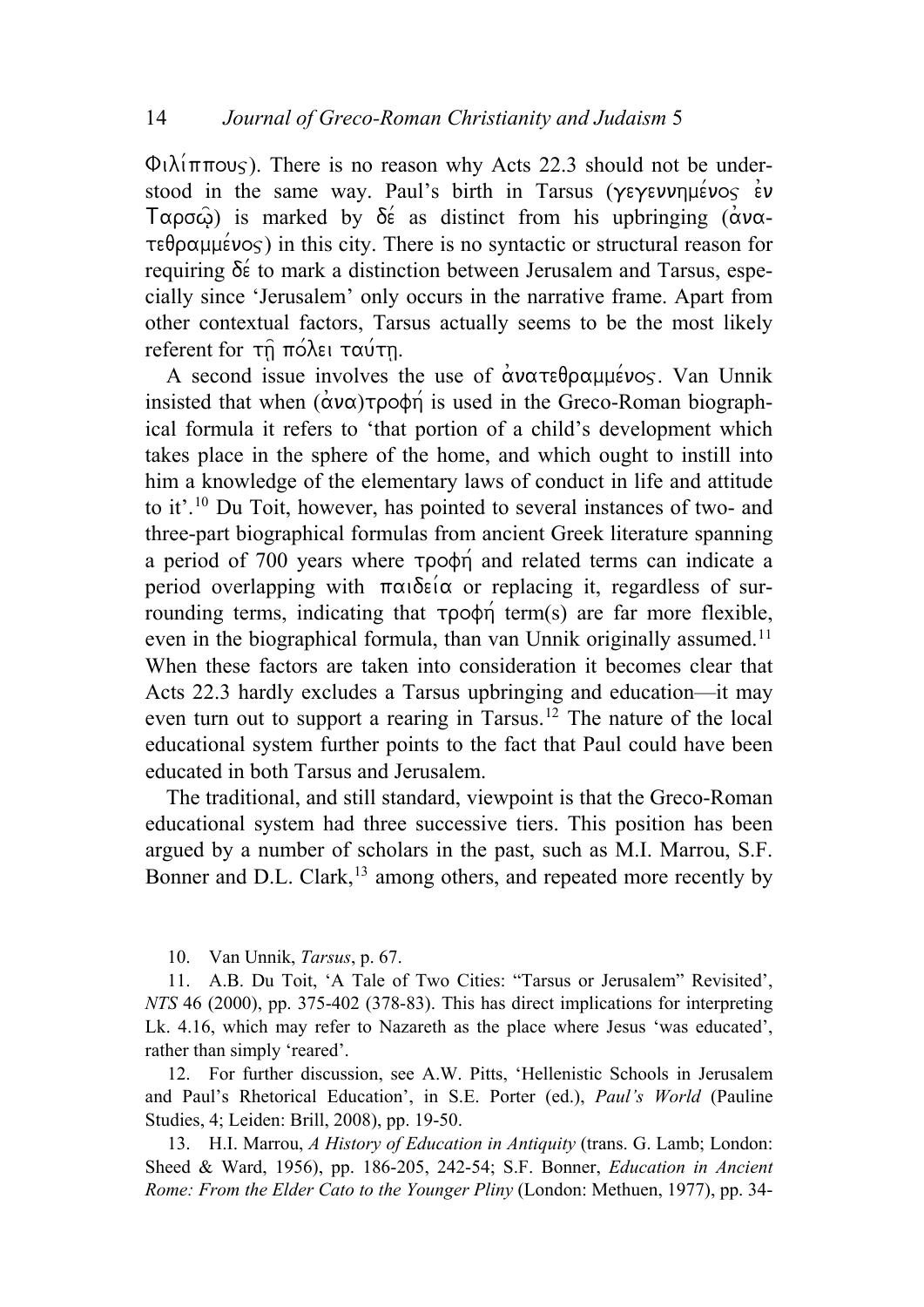Φιλίππους). There is no reason why Acts 22.3 should not be understood in the same way. Paul's birth in Tarsus (γεγεννημένος ἐν Ταρσῷ) is marked by δέ as distinct from his upbringing (ἀνατεθραμμένος) in this city. There is no syntactic or structural reason for requiring δέ to mark a distinction between Jerusalem and Tarsus, especially since 'Jerusalem' only occurs in the narrative frame. Apart from other contextual factors, Tarsus actually seems to be the most likely referent for τῇ πόλει ταύτῃ.

A second issue involves the use of ἀνατεθραμμένος. Van Unnik insisted that when (ἀνα)τροφή is used in the Greco-Roman biographical formula it refers to 'that portion of a child's development which takes place in the sphere of the home, and which ought to instill into him a knowledge of the elementary laws of conduct in life and attitude to it'.[10] Du Toit, however, has pointed to several instances of two- and three-part biographical formulas from ancient Greek literature spanning a period of 700 years where τροφή and related terms can indicate a period overlapping with παιδεία or replacing it, regardless of surrounding terms, indicating that τροφή term(s) are far more flexible, even in the biographical formula, than van Unnik originally assumed.[11] When these factors are taken into consideration it becomes clear that Acts 22.3 hardly excludes a Tarsus upbringing and education—it may even turn out to support a rearing in Tarsus.[12] The nature of the local educational system further points to the fact that Paul could have been educated in both Tarsus and Jerusalem.

The traditional, and still standard, viewpoint is that the Greco-Roman educational system had three successive tiers. This position has been argued by a number of scholars in the past, such as M.I. Marrou, S.F. Bonner and D.L. Clark,[13] among others, and repeated more recently by

10. Van Unnik, *Tarsus*, p. 67.

11. A.B. Du Toit, 'A Tale of Two Cities: "Tarsus or Jerusalem" Revisited', *NTS* 46 (2000), pp. 375-402 (378-83). This has direct implications for interpreting Lk. 4.16, which may refer to Nazareth as the place where Jesus 'was educated', rather than simply 'reared'.

12. For further discussion, see A.W. Pitts, 'Hellenistic Schools in Jerusalem and Paul's Rhetorical Education', in S.E. Porter (ed.), *Paul's World* (Pauline Studies, 4; Leiden: Brill, 2008), pp. 19-50.

13. H.I. Marrou, *A History of Education in Antiquity* (trans. G. Lamb; London: Sheed & Ward, 1956), pp. 186-205, 242-54; S.F. Bonner, *Education in Ancient Rome: From the Elder Cato to the Younger Pliny* (London: Methuen, 1977), pp. 34-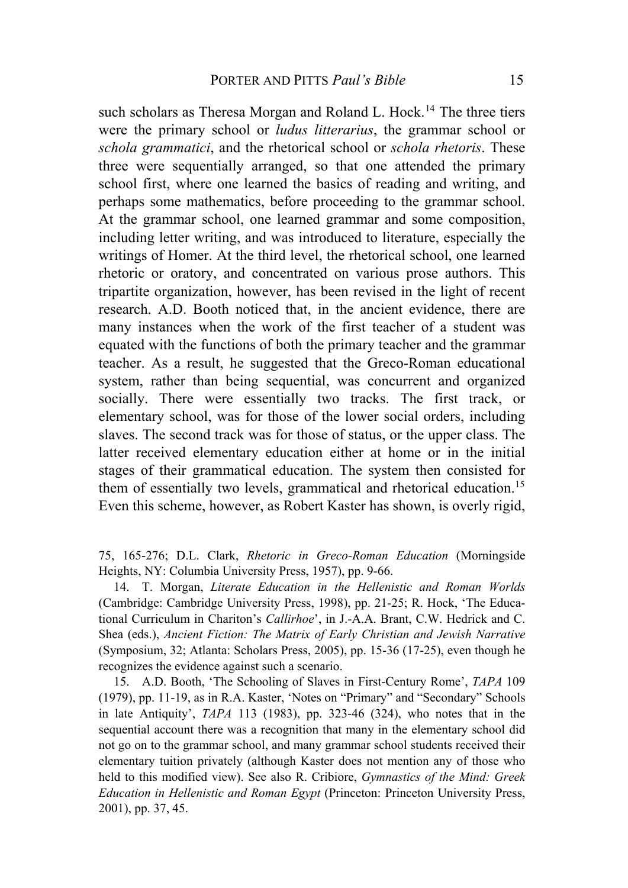such scholars as Theresa Morgan and Roland L. Hock.[14] The three tiers were the primary school or *ludus litterarius*, the grammar school or *schola grammatici*, and the rhetorical school or *schola rhetoris*. These three were sequentially arranged, so that one attended the primary school first, where one learned the basics of reading and writing, and perhaps some mathematics, before proceeding to the grammar school. At the grammar school, one learned grammar and some composition, including letter writing, and was introduced to literature, especially the writings of Homer. At the third level, the rhetorical school, one learned rhetoric or oratory, and concentrated on various prose authors. This tripartite organization, however, has been revised in the light of recent research. A.D. Booth noticed that, in the ancient evidence, there are many instances when the work of the first teacher of a student was equated with the functions of both the primary teacher and the grammar teacher. As a result, he suggested that the Greco-Roman educational system, rather than being sequential, was concurrent and organized socially. There were essentially two tracks. The first track, or elementary school, was for those of the lower social orders, including slaves. The second track was for those of status, or the upper class. The latter received elementary education either at home or in the initial stages of their grammatical education. The system then consisted for them of essentially two levels, grammatical and rhetorical education.[15] Even this scheme, however, as Robert Kaster has shown, is overly rigid,

---

75, 165-276; D.L. Clark, *Rhetoric in Greco-Roman Education* (Morningside Heights, NY: Columbia University Press, 1957), pp. 9-66.

14. T. Morgan, *Literate Education in the Hellenistic and Roman Worlds* (Cambridge: Cambridge University Press, 1998), pp. 21-25; R. Hock, 'The Educational Curriculum in Chariton's *Callirhoe*', in J.-A.A. Brant, C.W. Hedrick and C. Shea (eds.), *Ancient Fiction: The Matrix of Early Christian and Jewish Narrative* (Symposium, 32; Atlanta: Scholars Press, 2005), pp. 15-36 (17-25), even though he recognizes the evidence against such a scenario.

15. A.D. Booth, 'The Schooling of Slaves in First-Century Rome', *TAPA* 109 (1979), pp. 11-19, as in R.A. Kaster, 'Notes on "Primary" and "Secondary" Schools in late Antiquity', *TAPA* 113 (1983), pp. 323-46 (324), who notes that in the sequential account there was a recognition that many in the elementary school did not go on to the grammar school, and many grammar school students received their elementary tuition privately (although Kaster does not mention any of those who held to this modified view). See also R. Cribiore, *Gymnastics of the Mind: Greek Education in Hellenistic and Roman Egypt* (Princeton: Princeton University Press, 2001), pp. 37, 45.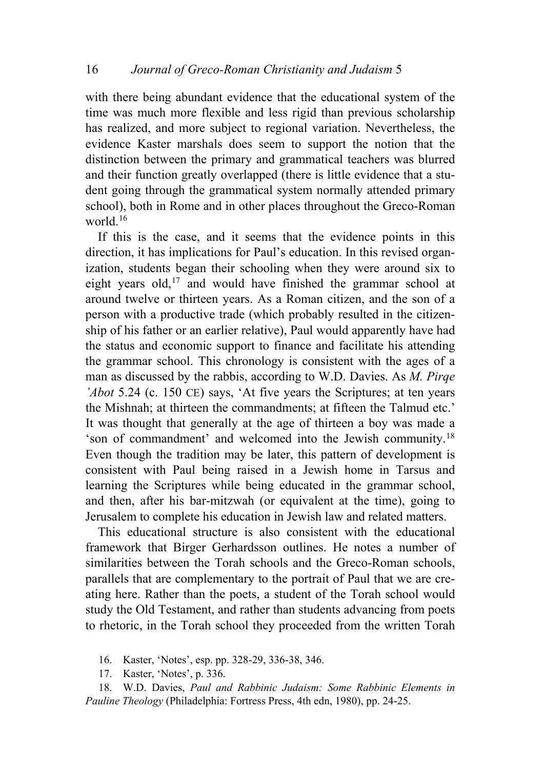with there being abundant evidence that the educational system of the time was much more flexible and less rigid than previous scholarship has realized, and more subject to regional variation. Nevertheless, the evidence Kaster marshals does seem to support the notion that the distinction between the primary and grammatical teachers was blurred and their function greatly overlapped (there is little evidence that a student going through the grammatical system normally attended primary school), both in Rome and in other places throughout the Greco-Roman world.[16]

If this is the case, and it seems that the evidence points in this direction, it has implications for Paul's education. In this revised organization, students began their schooling when they were around six to eight years old,[17] and would have finished the grammar school at around twelve or thirteen years. As a Roman citizen, and the son of a person with a productive trade (which probably resulted in the citizenship of his father or an earlier relative), Paul would apparently have had the status and economic support to finance and facilitate his attending the grammar school. This chronology is consistent with the ages of a man as discussed by the rabbis, according to W.D. Davies. As *M. Pirqe 'Abot* 5.24 (c. 150 CE) says, 'At five years the Scriptures; at ten years the Mishnah; at thirteen the commandments; at fifteen the Talmud etc.' It was thought that generally at the age of thirteen a boy was made a 'son of commandment' and welcomed into the Jewish community.[18] Even though the tradition may be later, this pattern of development is consistent with Paul being raised in a Jewish home in Tarsus and learning the Scriptures while being educated in the grammar school, and then, after his bar-mitzwah (or equivalent at the time), going to Jerusalem to complete his education in Jewish law and related matters.

This educational structure is also consistent with the educational framework that Birger Gerhardsson outlines. He notes a number of similarities between the Torah schools and the Greco-Roman schools, parallels that are complementary to the portrait of Paul that we are creating here. Rather than the poets, a student of the Torah school would study the Old Testament, and rather than students advancing from poets to rhetoric, in the Torah school they proceeded from the written Torah

16. Kaster, 'Notes', esp. pp. 328-29, 336-38, 346.

17. Kaster, 'Notes', p. 336.

18. W.D. Davies, *Paul and Rabbinic Judaism: Some Rabbinic Elements in Pauline Theology* (Philadelphia: Fortress Press, 4th edn, 1980), pp. 24-25.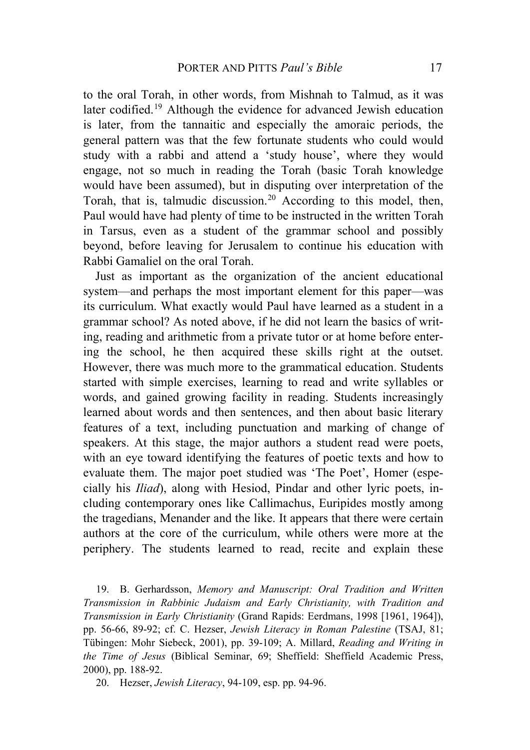to the oral Torah, in other words, from Mishnah to Talmud, as it was later codified.[19] Although the evidence for advanced Jewish education is later, from the tannaitic and especially the amoraic periods, the general pattern was that the few fortunate students who could would study with a rabbi and attend a 'study house', where they would engage, not so much in reading the Torah (basic Torah knowledge would have been assumed), but in disputing over interpretation of the Torah, that is, talmudic discussion.[20] According to this model, then, Paul would have had plenty of time to be instructed in the written Torah in Tarsus, even as a student of the grammar school and possibly beyond, before leaving for Jerusalem to continue his education with Rabbi Gamaliel on the oral Torah.

Just as important as the organization of the ancient educational system—and perhaps the most important element for this paper—was its curriculum. What exactly would Paul have learned as a student in a grammar school? As noted above, if he did not learn the basics of writing, reading and arithmetic from a private tutor or at home before entering the school, he then acquired these skills right at the outset. However, there was much more to the grammatical education. Students started with simple exercises, learning to read and write syllables or words, and gained growing facility in reading. Students increasingly learned about words and then sentences, and then about basic literary features of a text, including punctuation and marking of change of speakers. At this stage, the major authors a student read were poets, with an eye toward identifying the features of poetic texts and how to evaluate them. The major poet studied was 'The Poet', Homer (especially his *Iliad*), along with Hesiod, Pindar and other lyric poets, including contemporary ones like Callimachus, Euripides mostly among the tragedians, Menander and the like. It appears that there were certain authors at the core of the curriculum, while others were more at the periphery. The students learned to read, recite and explain these

19. B. Gerhardsson, *Memory and Manuscript: Oral Tradition and Written Transmission in Rabbinic Judaism and Early Christianity, with Tradition and Transmission in Early Christianity* (Grand Rapids: Eerdmans, 1998 [1961, 1964]), pp. 56-66, 89-92; cf. C. Hezser, *Jewish Literacy in Roman Palestine* (TSAJ, 81; Tübingen: Mohr Siebeck, 2001), pp. 39-109; A. Millard, *Reading and Writing in the Time of Jesus* (Biblical Seminar, 69; Sheffield: Sheffield Academic Press, 2000), pp. 188-92.

20. Hezser, *Jewish Literacy*, 94-109, esp. pp. 94-96.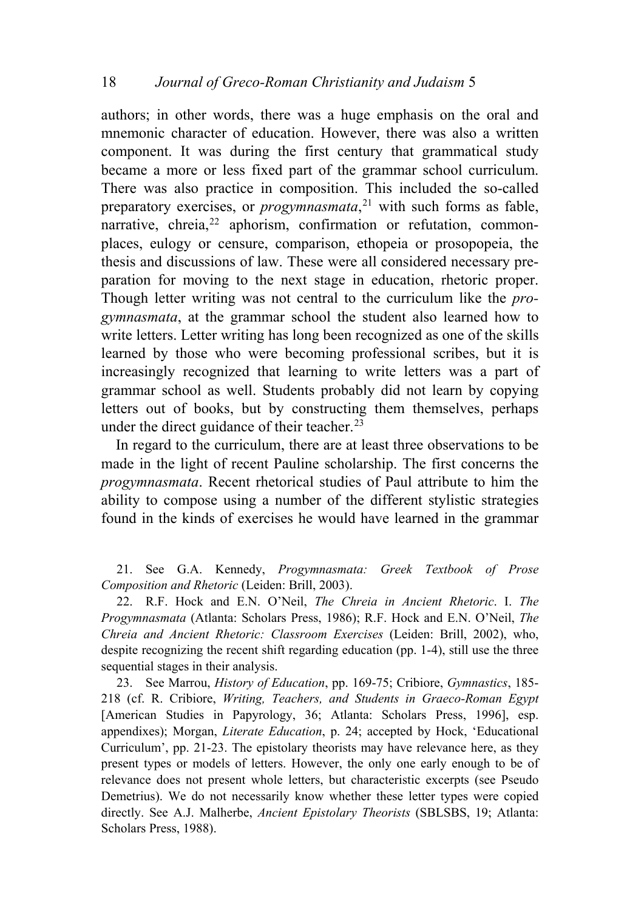authors; in other words, there was a huge emphasis on the oral and mnemonic character of education. However, there was also a written component. It was during the first century that grammatical study became a more or less fixed part of the grammar school curriculum. There was also practice in composition. This included the so-called preparatory exercises, or *progymnasmata*,[21] with such forms as fable, narrative, chreia,[22] aphorism, confirmation or refutation, common-places, eulogy or censure, comparison, ethopeia or prosopopeia, the thesis and discussions of law. These were all considered necessary preparation for moving to the next stage in education, rhetoric proper. Though letter writing was not central to the curriculum like the *progymnasmata*, at the grammar school the student also learned how to write letters. Letter writing has long been recognized as one of the skills learned by those who were becoming professional scribes, but it is increasingly recognized that learning to write letters was a part of grammar school as well. Students probably did not learn by copying letters out of books, but by constructing them themselves, perhaps under the direct guidance of their teacher.[23]

In regard to the curriculum, there are at least three observations to be made in the light of recent Pauline scholarship. The first concerns the *progymnasmata*. Recent rhetorical studies of Paul attribute to him the ability to compose using a number of the different stylistic strategies found in the kinds of exercises he would have learned in the grammar

21. See G.A. Kennedy, *Progymnasmata: Greek Textbook of Prose Composition and Rhetoric* (Leiden: Brill, 2003).

22. R.F. Hock and E.N. O'Neil, *The Chreia in Ancient Rhetoric*. I. *The Progymnasmata* (Atlanta: Scholars Press, 1986); R.F. Hock and E.N. O'Neil, *The Chreia and Ancient Rhetoric: Classroom Exercises* (Leiden: Brill, 2002), who, despite recognizing the recent shift regarding education (pp. 1-4), still use the three sequential stages in their analysis.

23. See Marrou, *History of Education*, pp. 169-75; Cribiore, *Gymnastics*, 185-218 (cf. R. Cribiore, *Writing, Teachers, and Students in Graeco-Roman Egypt* [American Studies in Papyrology, 36; Atlanta: Scholars Press, 1996], esp. appendixes); Morgan, *Literate Education*, p. 24; accepted by Hock, 'Educational Curriculum', pp. 21-23. The epistolary theorists may have relevance here, as they present types or models of letters. However, the only one early enough to be of relevance does not present whole letters, but characteristic excerpts (see Pseudo Demetrius). We do not necessarily know whether these letter types were copied directly. See A.J. Malherbe, *Ancient Epistolary Theorists* (SBLSBS, 19; Atlanta: Scholars Press, 1988).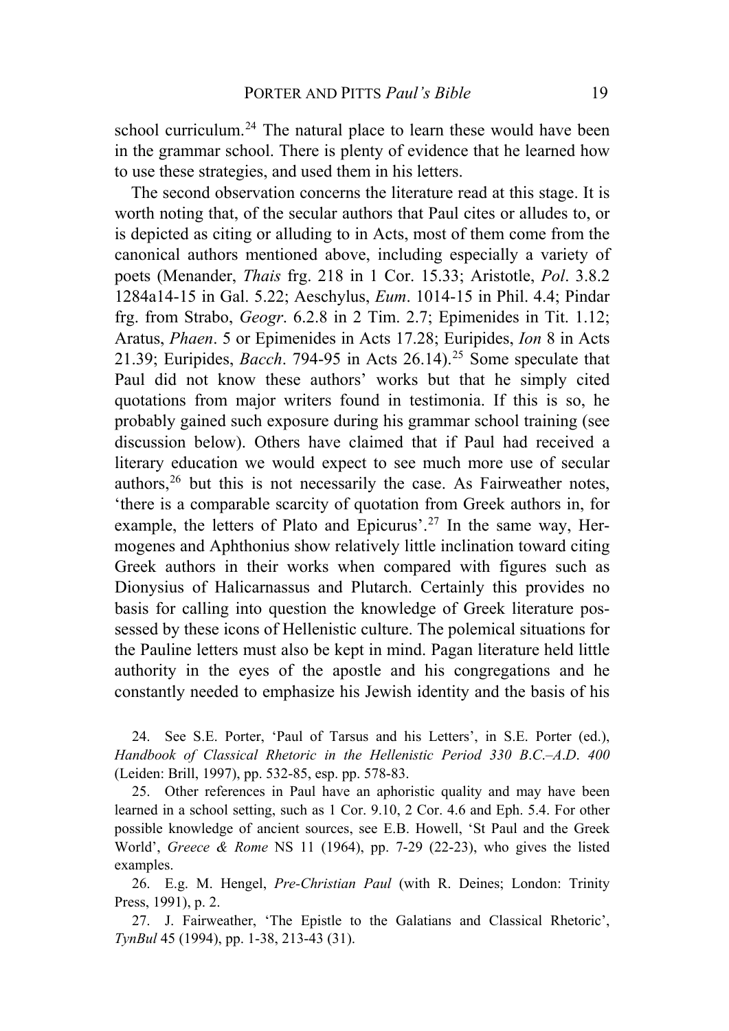school curriculum.[24] The natural place to learn these would have been in the grammar school. There is plenty of evidence that he learned how to use these strategies, and used them in his letters.

The second observation concerns the literature read at this stage. It is worth noting that, of the secular authors that Paul cites or alludes to, or is depicted as citing or alluding to in Acts, most of them come from the canonical authors mentioned above, including especially a variety of poets (Menander, *Thais* frg. 218 in 1 Cor. 15.33; Aristotle, *Pol*. 3.8.2 1284a14-15 in Gal. 5.22; Aeschylus, *Eum*. 1014-15 in Phil. 4.4; Pindar frg. from Strabo, *Geogr*. 6.2.8 in 2 Tim. 2.7; Epimenides in Tit. 1.12; Aratus, *Phaen*. 5 or Epimenides in Acts 17.28; Euripides, *Ion* 8 in Acts 21.39; Euripides, *Bacch*. 794-95 in Acts 26.14).[25] Some speculate that Paul did not know these authors' works but that he simply cited quotations from major writers found in testimonia. If this is so, he probably gained such exposure during his grammar school training (see discussion below). Others have claimed that if Paul had received a literary education we would expect to see much more use of secular authors,[26] but this is not necessarily the case. As Fairweather notes, 'there is a comparable scarcity of quotation from Greek authors in, for example, the letters of Plato and Epicurus'.[27] In the same way, Hermogenes and Aphthonius show relatively little inclination toward citing Greek authors in their works when compared with figures such as Dionysius of Halicarnassus and Plutarch. Certainly this provides no basis for calling into question the knowledge of Greek literature possessed by these icons of Hellenistic culture. The polemical situations for the Pauline letters must also be kept in mind. Pagan literature held little authority in the eyes of the apostle and his congregations and he constantly needed to emphasize his Jewish identity and the basis of his

24. See S.E. Porter, 'Paul of Tarsus and his Letters', in S.E. Porter (ed.), *Handbook of Classical Rhetoric in the Hellenistic Period 330 B.C.–A.D. 400* (Leiden: Brill, 1997), pp. 532-85, esp. pp. 578-83.

25. Other references in Paul have an aphoristic quality and may have been learned in a school setting, such as 1 Cor. 9.10, 2 Cor. 4.6 and Eph. 5.4. For other possible knowledge of ancient sources, see E.B. Howell, 'St Paul and the Greek World', *Greece & Rome* NS 11 (1964), pp. 7-29 (22-23), who gives the listed examples.

26. E.g. M. Hengel, *Pre-Christian Paul* (with R. Deines; London: Trinity Press, 1991), p. 2.

27. J. Fairweather, 'The Epistle to the Galatians and Classical Rhetoric', *TynBul* 45 (1994), pp. 1-38, 213-43 (31).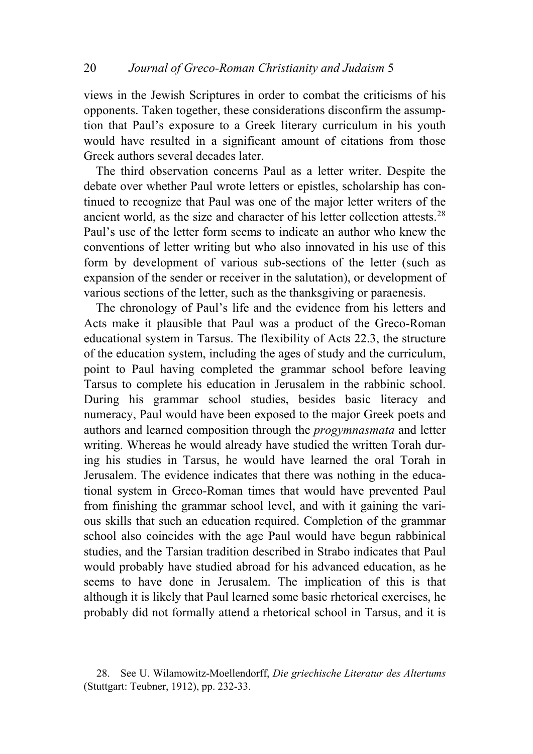views in the Jewish Scriptures in order to combat the criticisms of his opponents. Taken together, these considerations disconfirm the assumption that Paul's exposure to a Greek literary curriculum in his youth would have resulted in a significant amount of citations from those Greek authors several decades later.

The third observation concerns Paul as a letter writer. Despite the debate over whether Paul wrote letters or epistles, scholarship has continued to recognize that Paul was one of the major letter writers of the ancient world, as the size and character of his letter collection attests.[28] Paul's use of the letter form seems to indicate an author who knew the conventions of letter writing but who also innovated in his use of this form by development of various sub-sections of the letter (such as expansion of the sender or receiver in the salutation), or development of various sections of the letter, such as the thanksgiving or paraenesis.

The chronology of Paul's life and the evidence from his letters and Acts make it plausible that Paul was a product of the Greco-Roman educational system in Tarsus. The flexibility of Acts 22.3, the structure of the education system, including the ages of study and the curriculum, point to Paul having completed the grammar school before leaving Tarsus to complete his education in Jerusalem in the rabbinic school. During his grammar school studies, besides basic literacy and numeracy, Paul would have been exposed to the major Greek poets and authors and learned composition through the *progymnasmata* and letter writing. Whereas he would already have studied the written Torah during his studies in Tarsus, he would have learned the oral Torah in Jerusalem. The evidence indicates that there was nothing in the educational system in Greco-Roman times that would have prevented Paul from finishing the grammar school level, and with it gaining the various skills that such an education required. Completion of the grammar school also coincides with the age Paul would have begun rabbinical studies, and the Tarsian tradition described in Strabo indicates that Paul would probably have studied abroad for his advanced education, as he seems to have done in Jerusalem. The implication of this is that although it is likely that Paul learned some basic rhetorical exercises, he probably did not formally attend a rhetorical school in Tarsus, and it is

28. See U. Wilamowitz-Moellendorff, *Die griechische Literatur des Altertums* (Stuttgart: Teubner, 1912), pp. 232-33.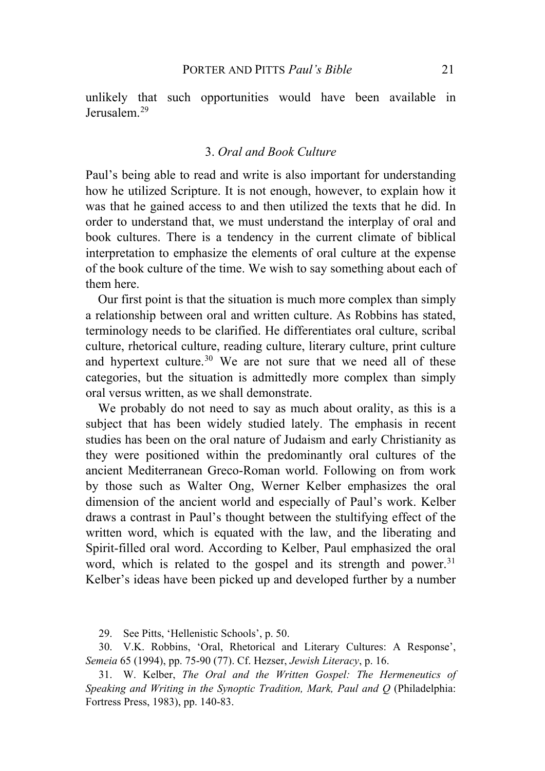unlikely that such opportunities would have been available in Jerusalem.[29]

### 3. *Oral and Book Culture*

Paul's being able to read and write is also important for understanding how he utilized Scripture. It is not enough, however, to explain how it was that he gained access to and then utilized the texts that he did. In order to understand that, we must understand the interplay of oral and book cultures. There is a tendency in the current climate of biblical interpretation to emphasize the elements of oral culture at the expense of the book culture of the time. We wish to say something about each of them here.

Our first point is that the situation is much more complex than simply a relationship between oral and written culture. As Robbins has stated, terminology needs to be clarified. He differentiates oral culture, scribal culture, rhetorical culture, reading culture, literary culture, print culture and hypertext culture.[30] We are not sure that we need all of these categories, but the situation is admittedly more complex than simply oral versus written, as we shall demonstrate.

We probably do not need to say as much about orality, as this is a subject that has been widely studied lately. The emphasis in recent studies has been on the oral nature of Judaism and early Christianity as they were positioned within the predominantly oral cultures of the ancient Mediterranean Greco-Roman world. Following on from work by those such as Walter Ong, Werner Kelber emphasizes the oral dimension of the ancient world and especially of Paul's work. Kelber draws a contrast in Paul's thought between the stultifying effect of the written word, which is equated with the law, and the liberating and Spirit-filled oral word. According to Kelber, Paul emphasized the oral word, which is related to the gospel and its strength and power.[31] Kelber's ideas have been picked up and developed further by a number

29. See Pitts, 'Hellenistic Schools', p. 50.

30. V.K. Robbins, 'Oral, Rhetorical and Literary Cultures: A Response', *Semeia* 65 (1994), pp. 75-90 (77). Cf. Hezser, *Jewish Literacy*, p. 16.

31. W. Kelber, *The Oral and the Written Gospel: The Hermeneutics of Speaking and Writing in the Synoptic Tradition, Mark, Paul and Q* (Philadelphia: Fortress Press, 1983), pp. 140-83.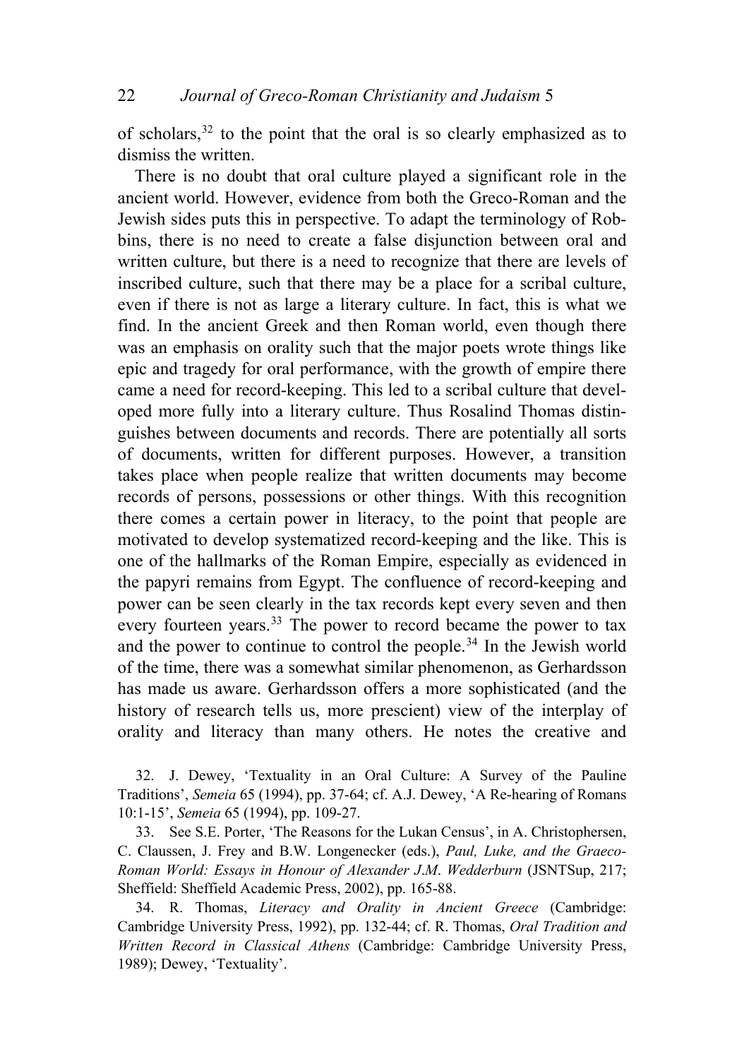of scholars,[32] to the point that the oral is so clearly emphasized as to dismiss the written.

There is no doubt that oral culture played a significant role in the ancient world. However, evidence from both the Greco-Roman and the Jewish sides puts this in perspective. To adapt the terminology of Robbins, there is no need to create a false disjunction between oral and written culture, but there is a need to recognize that there are levels of inscribed culture, such that there may be a place for a scribal culture, even if there is not as large a literary culture. In fact, this is what we find. In the ancient Greek and then Roman world, even though there was an emphasis on orality such that the major poets wrote things like epic and tragedy for oral performance, with the growth of empire there came a need for record-keeping. This led to a scribal culture that developed more fully into a literary culture. Thus Rosalind Thomas distinguishes between documents and records. There are potentially all sorts of documents, written for different purposes. However, a transition takes place when people realize that written documents may become records of persons, possessions or other things. With this recognition there comes a certain power in literacy, to the point that people are motivated to develop systematized record-keeping and the like. This is one of the hallmarks of the Roman Empire, especially as evidenced in the papyri remains from Egypt. The confluence of record-keeping and power can be seen clearly in the tax records kept every seven and then every fourteen years.[33] The power to record became the power to tax and the power to continue to control the people.[34] In the Jewish world of the time, there was a somewhat similar phenomenon, as Gerhardsson has made us aware. Gerhardsson offers a more sophisticated (and the history of research tells us, more prescient) view of the interplay of orality and literacy than many others. He notes the creative and

32. J. Dewey, 'Textuality in an Oral Culture: A Survey of the Pauline Traditions', *Semeia* 65 (1994), pp. 37-64; cf. A.J. Dewey, 'A Re-hearing of Romans 10:1-15', *Semeia* 65 (1994), pp. 109-27.

33. See S.E. Porter, 'The Reasons for the Lukan Census', in A. Christophersen, C. Claussen, J. Frey and B.W. Longenecker (eds.), *Paul, Luke, and the Graeco-Roman World: Essays in Honour of Alexander J.M. Wedderburn* (JSNTSup, 217; Sheffield: Sheffield Academic Press, 2002), pp. 165-88.

34. R. Thomas, *Literacy and Orality in Ancient Greece* (Cambridge: Cambridge University Press, 1992), pp. 132-44; cf. R. Thomas, *Oral Tradition and Written Record in Classical Athens* (Cambridge: Cambridge University Press, 1989); Dewey, 'Textuality'.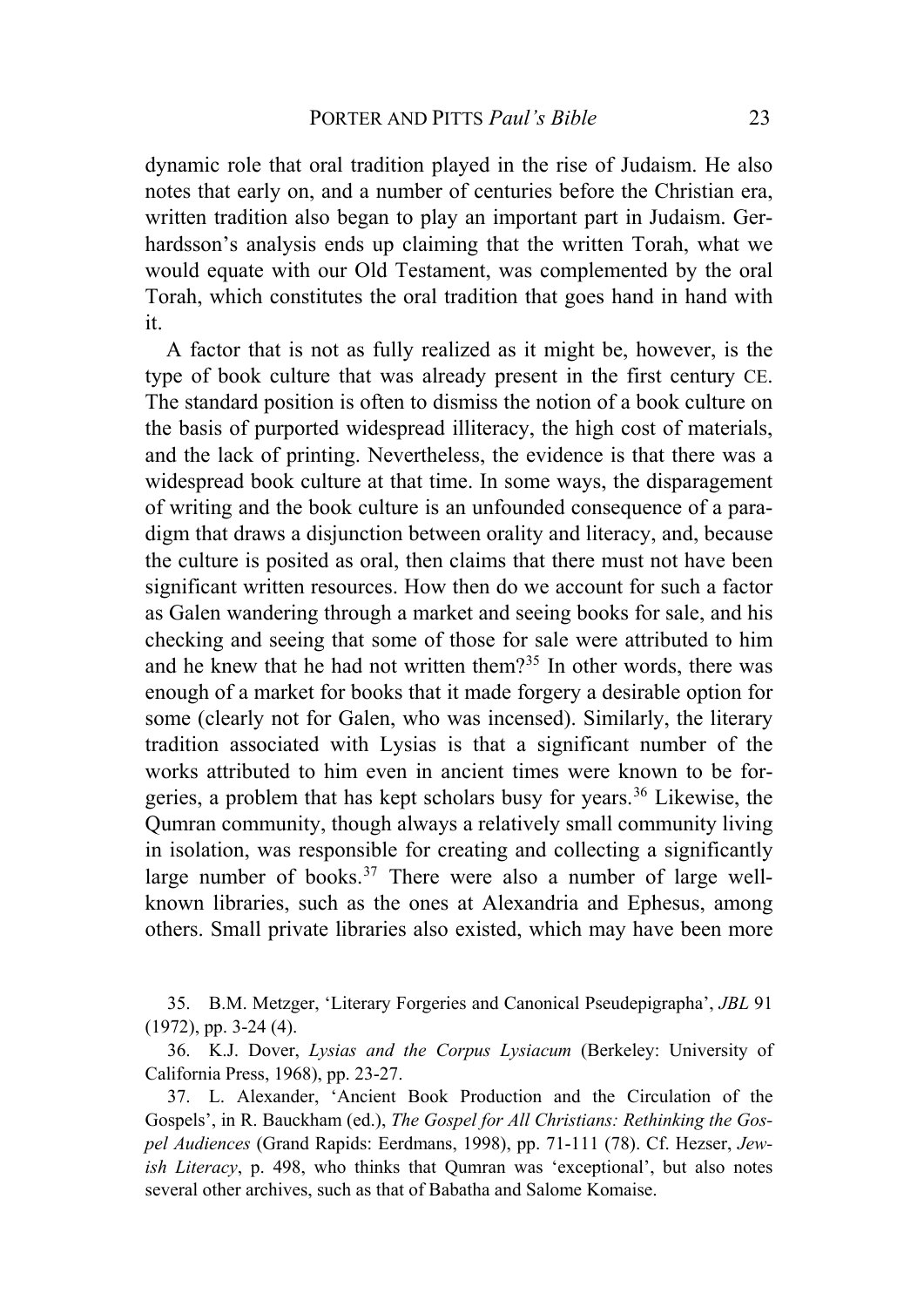dynamic role that oral tradition played in the rise of Judaism. He also notes that early on, and a number of centuries before the Christian era, written tradition also began to play an important part in Judaism. Gerhardsson's analysis ends up claiming that the written Torah, what we would equate with our Old Testament, was complemented by the oral Torah, which constitutes the oral tradition that goes hand in hand with it.

A factor that is not as fully realized as it might be, however, is the type of book culture that was already present in the first century CE. The standard position is often to dismiss the notion of a book culture on the basis of purported widespread illiteracy, the high cost of materials, and the lack of printing. Nevertheless, the evidence is that there was a widespread book culture at that time. In some ways, the disparagement of writing and the book culture is an unfounded consequence of a paradigm that draws a disjunction between orality and literacy, and, because the culture is posited as oral, then claims that there must not have been significant written resources. How then do we account for such a factor as Galen wandering through a market and seeing books for sale, and his checking and seeing that some of those for sale were attributed to him and he knew that he had not written them?[35] In other words, there was enough of a market for books that it made forgery a desirable option for some (clearly not for Galen, who was incensed). Similarly, the literary tradition associated with Lysias is that a significant number of the works attributed to him even in ancient times were known to be forgeries, a problem that has kept scholars busy for years.[36] Likewise, the Qumran community, though always a relatively small community living in isolation, was responsible for creating and collecting a significantly large number of books.[37] There were also a number of large well-known libraries, such as the ones at Alexandria and Ephesus, among others. Small private libraries also existed, which may have been more

35. B.M. Metzger, 'Literary Forgeries and Canonical Pseudepigrapha', *JBL* 91 (1972), pp. 3-24 (4).

36. K.J. Dover, *Lysias and the Corpus Lysiacum* (Berkeley: University of California Press, 1968), pp. 23-27.

37. L. Alexander, 'Ancient Book Production and the Circulation of the Gospels', in R. Bauckham (ed.), *The Gospel for All Christians: Rethinking the Gospel Audiences* (Grand Rapids: Eerdmans, 1998), pp. 71-111 (78). Cf. Hezser, *Jewish Literacy*, p. 498, who thinks that Qumran was 'exceptional', but also notes several other archives, such as that of Babatha and Salome Komaise.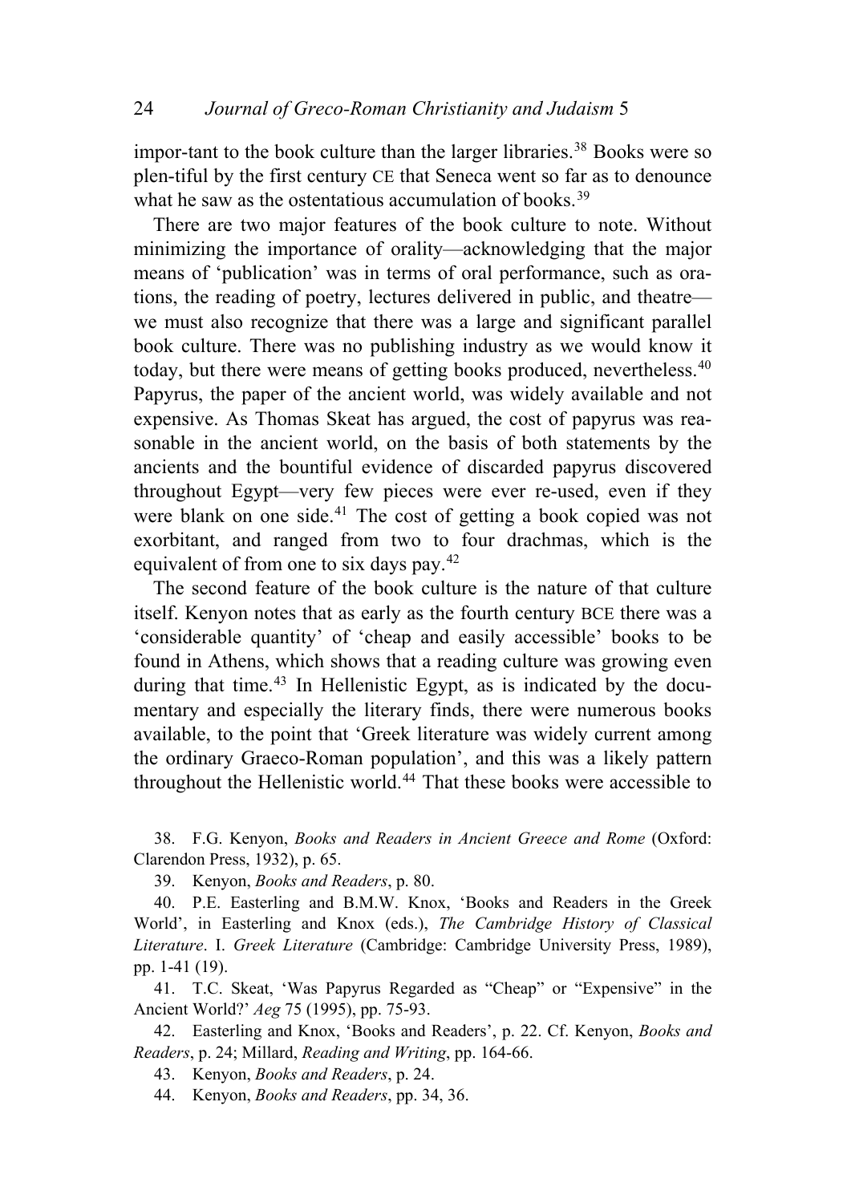impor-tant to the book culture than the larger libraries.[38] Books were so plen-tiful by the first century CE that Seneca went so far as to denounce what he saw as the ostentatious accumulation of books.[39]

There are two major features of the book culture to note. Without minimizing the importance of orality—acknowledging that the major means of 'publication' was in terms of oral performance, such as orations, the reading of poetry, lectures delivered in public, and theatre—we must also recognize that there was a large and significant parallel book culture. There was no publishing industry as we would know it today, but there were means of getting books produced, nevertheless.[40] Papyrus, the paper of the ancient world, was widely available and not expensive. As Thomas Skeat has argued, the cost of papyrus was reasonable in the ancient world, on the basis of both statements by the ancients and the bountiful evidence of discarded papyrus discovered throughout Egypt—very few pieces were ever re-used, even if they were blank on one side.[41] The cost of getting a book copied was not exorbitant, and ranged from two to four drachmas, which is the equivalent of from one to six days pay.[42]

The second feature of the book culture is the nature of that culture itself. Kenyon notes that as early as the fourth century BCE there was a 'considerable quantity' of 'cheap and easily accessible' books to be found in Athens, which shows that a reading culture was growing even during that time.[43] In Hellenistic Egypt, as is indicated by the documentary and especially the literary finds, there were numerous books available, to the point that 'Greek literature was widely current among the ordinary Graeco-Roman population', and this was a likely pattern throughout the Hellenistic world.[44] That these books were accessible to

38. F.G. Kenyon, *Books and Readers in Ancient Greece and Rome* (Oxford: Clarendon Press, 1932), p. 65.

39. Kenyon, *Books and Readers*, p. 80.

40. P.E. Easterling and B.M.W. Knox, 'Books and Readers in the Greek World', in Easterling and Knox (eds.), *The Cambridge History of Classical Literature*. I. *Greek Literature* (Cambridge: Cambridge University Press, 1989), pp. 1-41 (19).

41. T.C. Skeat, 'Was Papyrus Regarded as "Cheap" or "Expensive" in the Ancient World?' *Aeg* 75 (1995), pp. 75-93.

42. Easterling and Knox, 'Books and Readers', p. 22. Cf. Kenyon, *Books and Readers*, p. 24; Millard, *Reading and Writing*, pp. 164-66.

43. Kenyon, *Books and Readers*, p. 24.

44. Kenyon, *Books and Readers*, pp. 34, 36.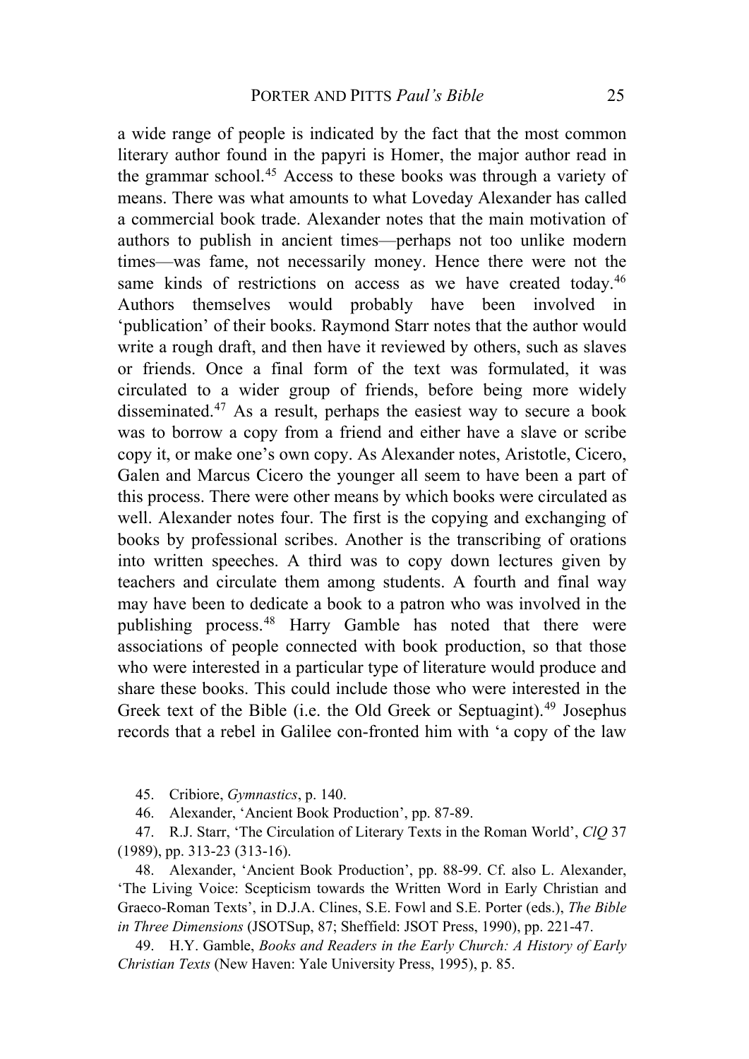a wide range of people is indicated by the fact that the most common literary author found in the papyri is Homer, the major author read in the grammar school.[45] Access to these books was through a variety of means. There was what amounts to what Loveday Alexander has called a commercial book trade. Alexander notes that the main motivation of authors to publish in ancient times—perhaps not too unlike modern times—was fame, not necessarily money. Hence there were not the same kinds of restrictions on access as we have created today.[46] Authors themselves would probably have been involved in 'publication' of their books. Raymond Starr notes that the author would write a rough draft, and then have it reviewed by others, such as slaves or friends. Once a final form of the text was formulated, it was circulated to a wider group of friends, before being more widely disseminated.[47] As a result, perhaps the easiest way to secure a book was to borrow a copy from a friend and either have a slave or scribe copy it, or make one's own copy. As Alexander notes, Aristotle, Cicero, Galen and Marcus Cicero the younger all seem to have been a part of this process. There were other means by which books were circulated as well. Alexander notes four. The first is the copying and exchanging of books by professional scribes. Another is the transcribing of orations into written speeches. A third was to copy down lectures given by teachers and circulate them among students. A fourth and final way may have been to dedicate a book to a patron who was involved in the publishing process.[48] Harry Gamble has noted that there were associations of people connected with book production, so that those who were interested in a particular type of literature would produce and share these books. This could include those who were interested in the Greek text of the Bible (i.e. the Old Greek or Septuagint).[49] Josephus records that a rebel in Galilee con-fronted him with 'a copy of the law

45. Cribiore, *Gymnastics*, p. 140.

46. Alexander, 'Ancient Book Production', pp. 87-89.

47. R.J. Starr, 'The Circulation of Literary Texts in the Roman World', *ClQ* 37 (1989), pp. 313-23 (313-16).

48. Alexander, 'Ancient Book Production', pp. 88-99. Cf. also L. Alexander, 'The Living Voice: Scepticism towards the Written Word in Early Christian and Graeco-Roman Texts', in D.J.A. Clines, S.E. Fowl and S.E. Porter (eds.), *The Bible in Three Dimensions* (JSOTSup, 87; Sheffield: JSOT Press, 1990), pp. 221-47.

49. H.Y. Gamble, *Books and Readers in the Early Church: A History of Early Christian Texts* (New Haven: Yale University Press, 1995), p. 85.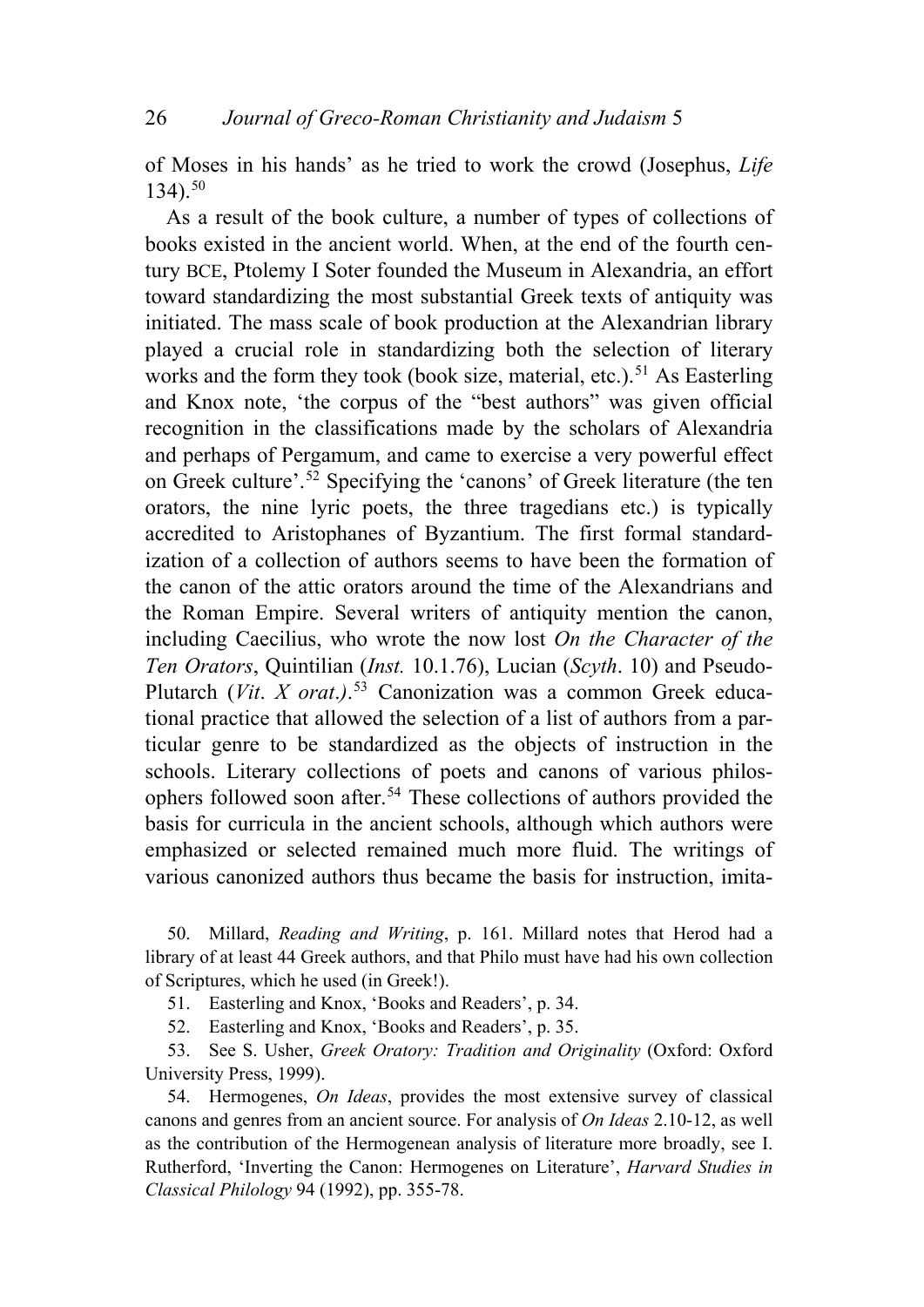of Moses in his hands' as he tried to work the crowd (Josephus, *Life* 134).[50]

As a result of the book culture, a number of types of collections of books existed in the ancient world. When, at the end of the fourth century BCE, Ptolemy I Soter founded the Museum in Alexandria, an effort toward standardizing the most substantial Greek texts of antiquity was initiated. The mass scale of book production at the Alexandrian library played a crucial role in standardizing both the selection of literary works and the form they took (book size, material, etc.).[51] As Easterling and Knox note, 'the corpus of the "best authors" was given official recognition in the classifications made by the scholars of Alexandria and perhaps of Pergamum, and came to exercise a very powerful effect on Greek culture'.[52] Specifying the 'canons' of Greek literature (the ten orators, the nine lyric poets, the three tragedians etc.) is typically accredited to Aristophanes of Byzantium. The first formal standardization of a collection of authors seems to have been the formation of the canon of the attic orators around the time of the Alexandrians and the Roman Empire. Several writers of antiquity mention the canon, including Caecilius, who wrote the now lost *On the Character of the Ten Orators*, Quintilian (*Inst.* 10.1.76), Lucian (*Scyth*. 10) and Pseudo-Plutarch (*Vit*. *X orat*.*)*.[53] Canonization was a common Greek educational practice that allowed the selection of a list of authors from a particular genre to be standardized as the objects of instruction in the schools. Literary collections of poets and canons of various philosophers followed soon after.[54] These collections of authors provided the basis for curricula in the ancient schools, although which authors were emphasized or selected remained much more fluid. The writings of various canonized authors thus became the basis for instruction, imita-

50. Millard, *Reading and Writing*, p. 161. Millard notes that Herod had a library of at least 44 Greek authors, and that Philo must have had his own collection of Scriptures, which he used (in Greek!).

51. Easterling and Knox, 'Books and Readers', p. 34.

52. Easterling and Knox, 'Books and Readers', p. 35.

53. See S. Usher, *Greek Oratory: Tradition and Originality* (Oxford: Oxford University Press, 1999).

54. Hermogenes, *On Ideas*, provides the most extensive survey of classical canons and genres from an ancient source. For analysis of *On Ideas* 2.10-12, as well as the contribution of the Hermogenean analysis of literature more broadly, see I. Rutherford, 'Inverting the Canon: Hermogenes on Literature', *Harvard Studies in Classical Philology* 94 (1992), pp. 355-78.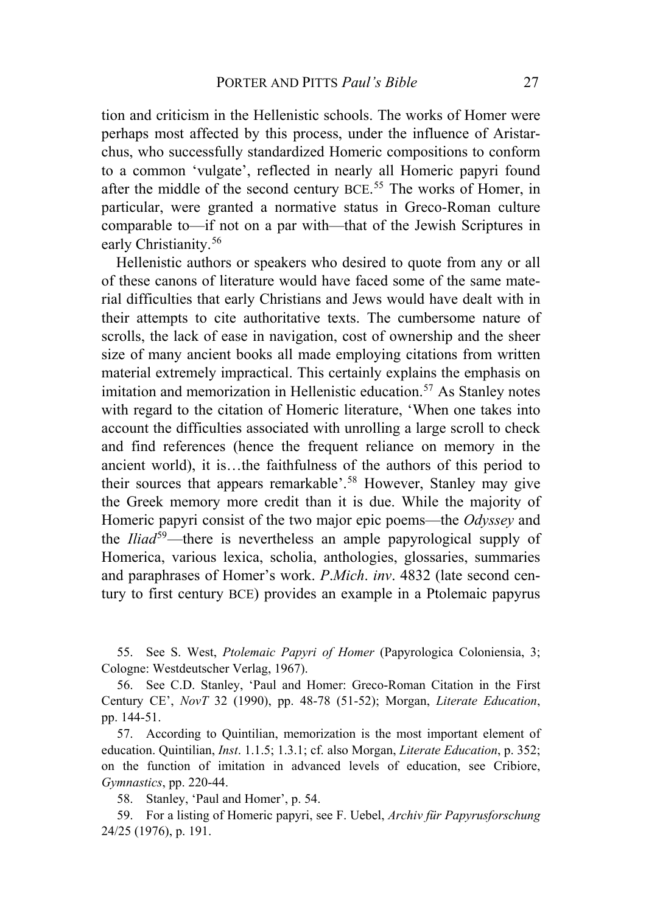tion and criticism in the Hellenistic schools. The works of Homer were perhaps most affected by this process, under the influence of Aristarchus, who successfully standardized Homeric compositions to conform to a common 'vulgate', reflected in nearly all Homeric papyri found after the middle of the second century BCE.[55] The works of Homer, in particular, were granted a normative status in Greco-Roman culture comparable to—if not on a par with—that of the Jewish Scriptures in early Christianity.[56]

Hellenistic authors or speakers who desired to quote from any or all of these canons of literature would have faced some of the same material difficulties that early Christians and Jews would have dealt with in their attempts to cite authoritative texts. The cumbersome nature of scrolls, the lack of ease in navigation, cost of ownership and the sheer size of many ancient books all made employing citations from written material extremely impractical. This certainly explains the emphasis on imitation and memorization in Hellenistic education.[57] As Stanley notes with regard to the citation of Homeric literature, 'When one takes into account the difficulties associated with unrolling a large scroll to check and find references (hence the frequent reliance on memory in the ancient world), it is…the faithfulness of the authors of this period to their sources that appears remarkable'.[58] However, Stanley may give the Greek memory more credit than it is due. While the majority of Homeric papyri consist of the two major epic poems—the *Odyssey* and the *Iliad*[59]—there is nevertheless an ample papyrological supply of Homerica, various lexica, scholia, anthologies, glossaries, summaries and paraphrases of Homer's work. *P.Mich. inv.* 4832 (late second century to first century BCE) provides an example in a Ptolemaic papyrus

55. See S. West, *Ptolemaic Papyri of Homer* (Papyrologica Coloniensia, 3; Cologne: Westdeutscher Verlag, 1967).

56. See C.D. Stanley, 'Paul and Homer: Greco-Roman Citation in the First Century CE', *NovT* 32 (1990), pp. 48-78 (51-52); Morgan, *Literate Education*, pp. 144-51.

57. According to Quintilian, memorization is the most important element of education. Quintilian, *Inst*. 1.1.5; 1.3.1; cf. also Morgan, *Literate Education*, p. 352; on the function of imitation in advanced levels of education, see Cribiore, *Gymnastics*, pp. 220-44.

58. Stanley, 'Paul and Homer', p. 54.

59. For a listing of Homeric papyri, see F. Uebel, *Archiv für Papyrusforschung* 24/25 (1976), p. 191.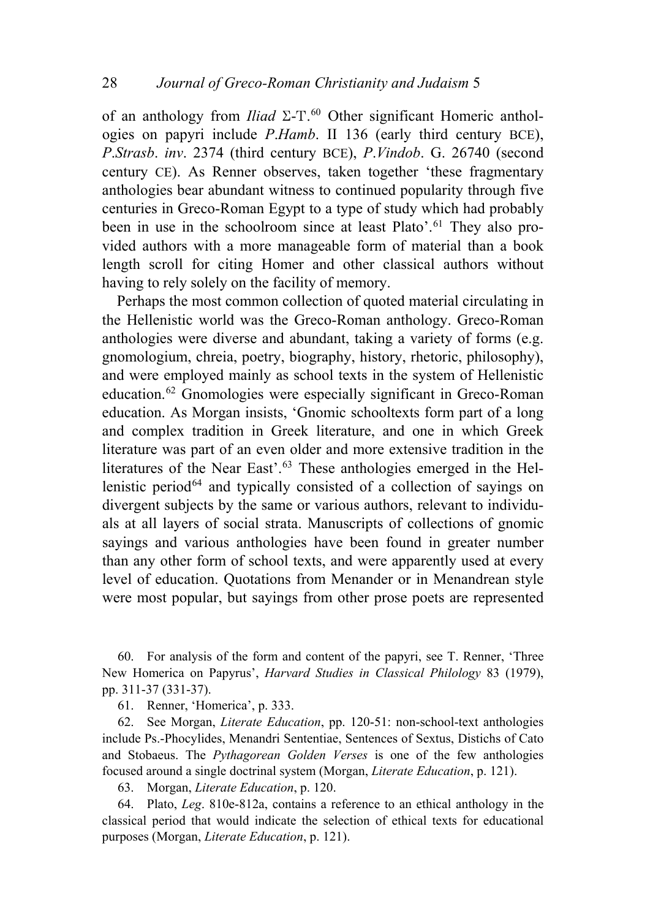of an anthology from *Iliad* Σ-Τ.[60] Other significant Homeric anthologies on papyri include *P.Hamb*. II 136 (early third century BCE), *P.Strasb*. *inv*. 2374 (third century BCE), *P.Vindob*. G. 26740 (second century CE). As Renner observes, taken together 'these fragmentary anthologies bear abundant witness to continued popularity through five centuries in Greco-Roman Egypt to a type of study which had probably been in use in the schoolroom since at least Plato'.[61] They also provided authors with a more manageable form of material than a book length scroll for citing Homer and other classical authors without having to rely solely on the facility of memory.

Perhaps the most common collection of quoted material circulating in the Hellenistic world was the Greco-Roman anthology. Greco-Roman anthologies were diverse and abundant, taking a variety of forms (e.g. gnomologium, chreia, poetry, biography, history, rhetoric, philosophy), and were employed mainly as school texts in the system of Hellenistic education.[62] Gnomologies were especially significant in Greco-Roman education. As Morgan insists, 'Gnomic schooltexts form part of a long and complex tradition in Greek literature, and one in which Greek literature was part of an even older and more extensive tradition in the literatures of the Near East'.[63] These anthologies emerged in the Hellenistic period[64] and typically consisted of a collection of sayings on divergent subjects by the same or various authors, relevant to individuals at all layers of social strata. Manuscripts of collections of gnomic sayings and various anthologies have been found in greater number than any other form of school texts, and were apparently used at every level of education. Quotations from Menander or in Menandrean style were most popular, but sayings from other prose poets are represented

60. For analysis of the form and content of the papyri, see T. Renner, 'Three New Homerica on Papyrus', *Harvard Studies in Classical Philology* 83 (1979), pp. 311-37 (331-37).

61. Renner, 'Homerica', p. 333.

62. See Morgan, *Literate Education*, pp. 120-51: non-school-text anthologies include Ps.-Phocylides, Menandri Sententiae, Sentences of Sextus, Distichs of Cato and Stobaeus. The *Pythagorean Golden Verses* is one of the few anthologies focused around a single doctrinal system (Morgan, *Literate Education*, p. 121).

63. Morgan, *Literate Education*, p. 120.

64. Plato, *Leg*. 810e-812a, contains a reference to an ethical anthology in the classical period that would indicate the selection of ethical texts for educational purposes (Morgan, *Literate Education*, p. 121).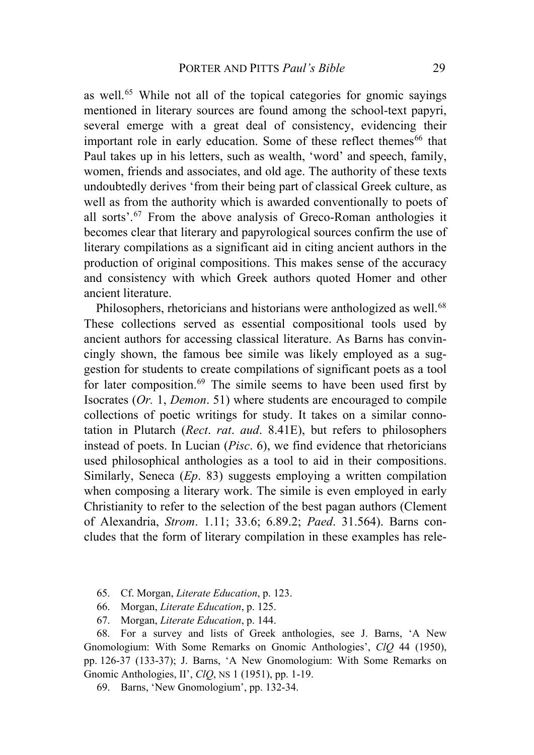as well.[65] While not all of the topical categories for gnomic sayings mentioned in literary sources are found among the school-text papyri, several emerge with a great deal of consistency, evidencing their important role in early education. Some of these reflect themes[66] that Paul takes up in his letters, such as wealth, 'word' and speech, family, women, friends and associates, and old age. The authority of these texts undoubtedly derives 'from their being part of classical Greek culture, as well as from the authority which is awarded conventionally to poets of all sorts'.[67] From the above analysis of Greco-Roman anthologies it becomes clear that literary and papyrological sources confirm the use of literary compilations as a significant aid in citing ancient authors in the production of original compositions. This makes sense of the accuracy and consistency with which Greek authors quoted Homer and other ancient literature.

Philosophers, rhetoricians and historians were anthologized as well.[68] These collections served as essential compositional tools used by ancient authors for accessing classical literature. As Barns has convincingly shown, the famous bee simile was likely employed as a suggestion for students to create compilations of significant poets as a tool for later composition.[69] The simile seems to have been used first by Isocrates (*Or.* 1, *Demon*. 51) where students are encouraged to compile collections of poetic writings for study. It takes on a similar connotation in Plutarch (*Rect*. *rat*. *aud*. 8.41E), but refers to philosophers instead of poets. In Lucian (*Pisc*. 6), we find evidence that rhetoricians used philosophical anthologies as a tool to aid in their compositions. Similarly, Seneca (*Ep*. 83) suggests employing a written compilation when composing a literary work. The simile is even employed in early Christianity to refer to the selection of the best pagan authors (Clement of Alexandria, *Strom*. 1.11; 33.6; 6.89.2; *Paed*. 31.564). Barns concludes that the form of literary compilation in these examples has rele-

65. Cf. Morgan, *Literate Education*, p. 123.

66. Morgan, *Literate Education*, p. 125.

67. Morgan, *Literate Education*, p. 144.

68. For a survey and lists of Greek anthologies, see J. Barns, 'A New Gnomologium: With Some Remarks on Gnomic Anthologies', *ClQ* 44 (1950), pp. 126-37 (133-37); J. Barns, 'A New Gnomologium: With Some Remarks on Gnomic Anthologies, II', *ClQ*, NS 1 (1951), pp. 1-19.

69. Barns, 'New Gnomologium', pp. 132-34.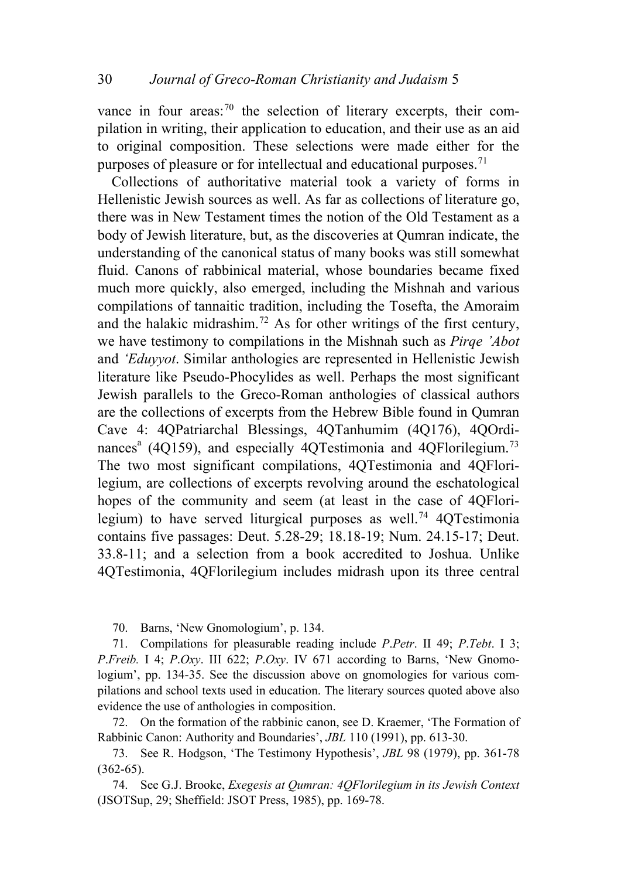vance in four areas:[70] the selection of literary excerpts, their compilation in writing, their application to education, and their use as an aid to original composition. These selections were made either for the purposes of pleasure or for intellectual and educational purposes.[71]

Collections of authoritative material took a variety of forms in Hellenistic Jewish sources as well. As far as collections of literature go, there was in New Testament times the notion of the Old Testament as a body of Jewish literature, but, as the discoveries at Qumran indicate, the understanding of the canonical status of many books was still somewhat fluid. Canons of rabbinical material, whose boundaries became fixed much more quickly, also emerged, including the Mishnah and various compilations of tannaitic tradition, including the Tosefta, the Amoraim and the halakic midrashim.[72] As for other writings of the first century, we have testimony to compilations in the Mishnah such as *Pirqe 'Abot* and *'Eduyyot*. Similar anthologies are represented in Hellenistic Jewish literature like Pseudo-Phocylides as well. Perhaps the most significant Jewish parallels to the Greco-Roman anthologies of classical authors are the collections of excerpts from the Hebrew Bible found in Qumran Cave 4: 4QPatriarchal Blessings, 4QTanhumim (4Q176), 4QOrdinances[a] (4Q159), and especially 4QTestimonia and 4QFlorilegium.[73] The two most significant compilations, 4QTestimonia and 4QFlorilegium, are collections of excerpts revolving around the eschatological hopes of the community and seem (at least in the case of 4QFlorilegium) to have served liturgical purposes as well.[74] 4QTestimonia contains five passages: Deut. 5.28-29; 18.18-19; Num. 24.15-17; Deut. 33.8-11; and a selection from a book accredited to Joshua. Unlike 4QTestimonia, 4QFlorilegium includes midrash upon its three central

70. Barns, 'New Gnomologium', p. 134.

71. Compilations for pleasurable reading include *P.Petr*. II 49; *P.Tebt*. I 3; *P.Freib.* I 4; *P.Oxy*. III 622; *P.Oxy*. IV 671 according to Barns, 'New Gnomologium', pp. 134-35. See the discussion above on gnomologies for various compilations and school texts used in education. The literary sources quoted above also evidence the use of anthologies in composition.

72. On the formation of the rabbinic canon, see D. Kraemer, 'The Formation of Rabbinic Canon: Authority and Boundaries', *JBL* 110 (1991), pp. 613-30.

73. See R. Hodgson, 'The Testimony Hypothesis', *JBL* 98 (1979), pp. 361-78 (362-65).

74. See G.J. Brooke, *Exegesis at Qumran: 4QFlorilegium in its Jewish Context* (JSOTSup, 29; Sheffield: JSOT Press, 1985), pp. 169-78.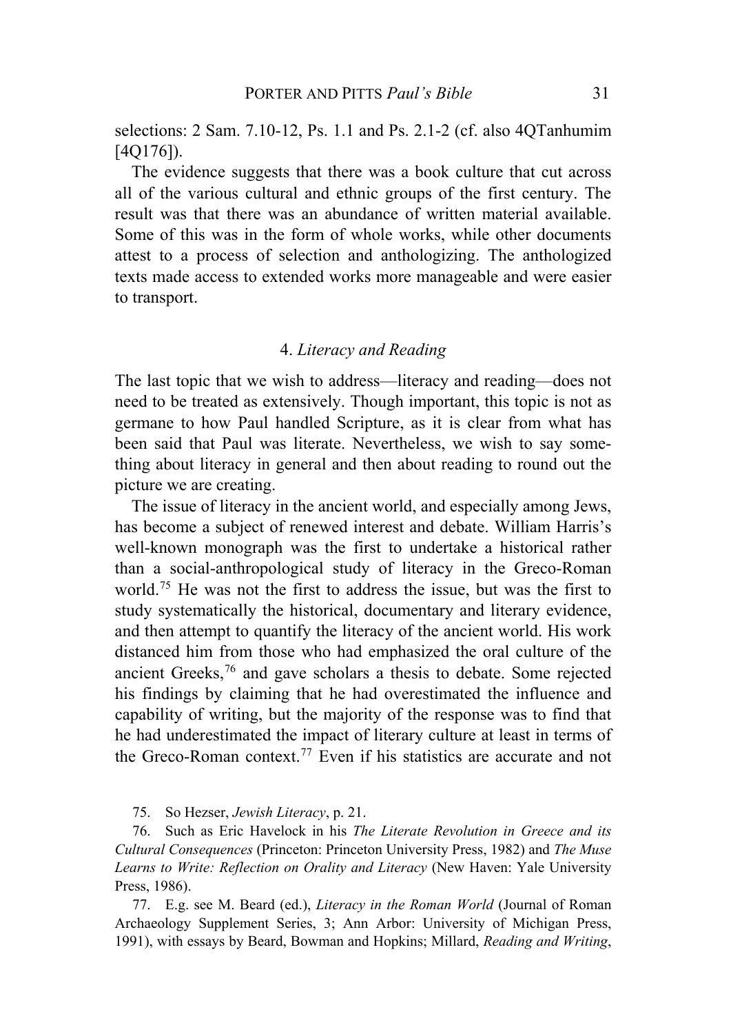selections: 2 Sam. 7.10-12, Ps. 1.1 and Ps. 2.1-2 (cf. also 4QTanhumim [4Q176]).

The evidence suggests that there was a book culture that cut across all of the various cultural and ethnic groups of the first century. The result was that there was an abundance of written material available. Some of this was in the form of whole works, while other documents attest to a process of selection and anthologizing. The anthologized texts made access to extended works more manageable and were easier to transport.

### 4. *Literacy and Reading*

The last topic that we wish to address—literacy and reading—does not need to be treated as extensively. Though important, this topic is not as germane to how Paul handled Scripture, as it is clear from what has been said that Paul was literate. Nevertheless, we wish to say something about literacy in general and then about reading to round out the picture we are creating.

The issue of literacy in the ancient world, and especially among Jews, has become a subject of renewed interest and debate. William Harris's well-known monograph was the first to undertake a historical rather than a social-anthropological study of literacy in the Greco-Roman world.[75] He was not the first to address the issue, but was the first to study systematically the historical, documentary and literary evidence, and then attempt to quantify the literacy of the ancient world. His work distanced him from those who had emphasized the oral culture of the ancient Greeks,[76] and gave scholars a thesis to debate. Some rejected his findings by claiming that he had overestimated the influence and capability of writing, but the majority of the response was to find that he had underestimated the impact of literary culture at least in terms of the Greco-Roman context.[77] Even if his statistics are accurate and not

75. So Hezser, *Jewish Literacy*, p. 21.

76. Such as Eric Havelock in his *The Literate Revolution in Greece and its Cultural Consequences* (Princeton: Princeton University Press, 1982) and *The Muse Learns to Write: Reflection on Orality and Literacy* (New Haven: Yale University Press, 1986).

77. E.g. see M. Beard (ed.), *Literacy in the Roman World* (Journal of Roman Archaeology Supplement Series, 3; Ann Arbor: University of Michigan Press, 1991), with essays by Beard, Bowman and Hopkins; Millard, *Reading and Writing*,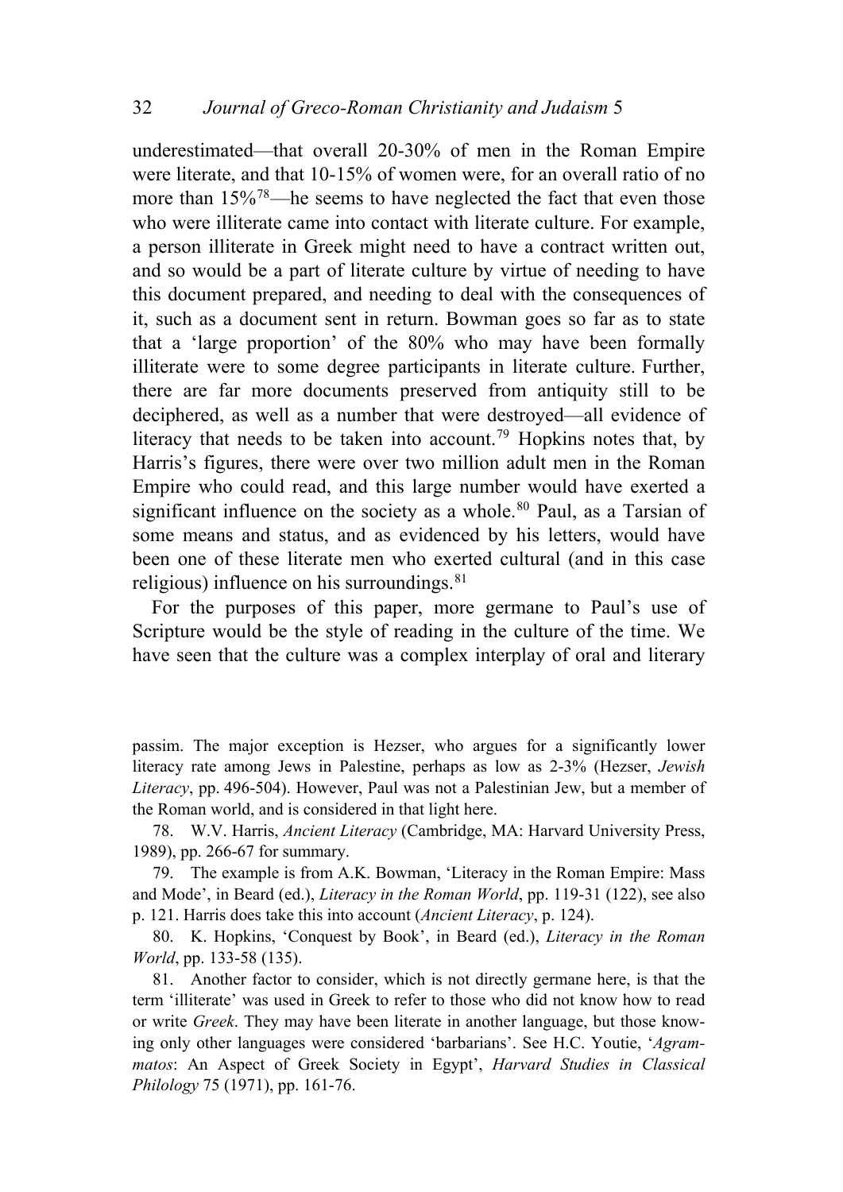underestimated—that overall 20-30% of men in the Roman Empire were literate, and that 10-15% of women were, for an overall ratio of no more than 15%[78]—he seems to have neglected the fact that even those who were illiterate came into contact with literate culture. For example, a person illiterate in Greek might need to have a contract written out, and so would be a part of literate culture by virtue of needing to have this document prepared, and needing to deal with the consequences of it, such as a document sent in return. Bowman goes so far as to state that a 'large proportion' of the 80% who may have been formally illiterate were to some degree participants in literate culture. Further, there are far more documents preserved from antiquity still to be deciphered, as well as a number that were destroyed—all evidence of literacy that needs to be taken into account.[79] Hopkins notes that, by Harris's figures, there were over two million adult men in the Roman Empire who could read, and this large number would have exerted a significant influence on the society as a whole.[80] Paul, as a Tarsian of some means and status, and as evidenced by his letters, would have been one of these literate men who exerted cultural (and in this case religious) influence on his surroundings.[81]

For the purposes of this paper, more germane to Paul's use of Scripture would be the style of reading in the culture of the time. We have seen that the culture was a complex interplay of oral and literary

passim. The major exception is Hezser, who argues for a significantly lower literacy rate among Jews in Palestine, perhaps as low as 2-3% (Hezser, *Jewish Literacy*, pp. 496-504). However, Paul was not a Palestinian Jew, but a member of the Roman world, and is considered in that light here.

78. W.V. Harris, *Ancient Literacy* (Cambridge, MA: Harvard University Press, 1989), pp. 266-67 for summary.

79. The example is from A.K. Bowman, 'Literacy in the Roman Empire: Mass and Mode', in Beard (ed.), *Literacy in the Roman World*, pp. 119-31 (122), see also p. 121. Harris does take this into account (*Ancient Literacy*, p. 124).

80. K. Hopkins, 'Conquest by Book', in Beard (ed.), *Literacy in the Roman World*, pp. 133-58 (135).

81. Another factor to consider, which is not directly germane here, is that the term 'illiterate' was used in Greek to refer to those who did not know how to read or write *Greek*. They may have been literate in another language, but those knowing only other languages were considered 'barbarians'. See H.C. Youtie, '*Agrammatos*: An Aspect of Greek Society in Egypt', *Harvard Studies in Classical Philology* 75 (1971), pp. 161-76.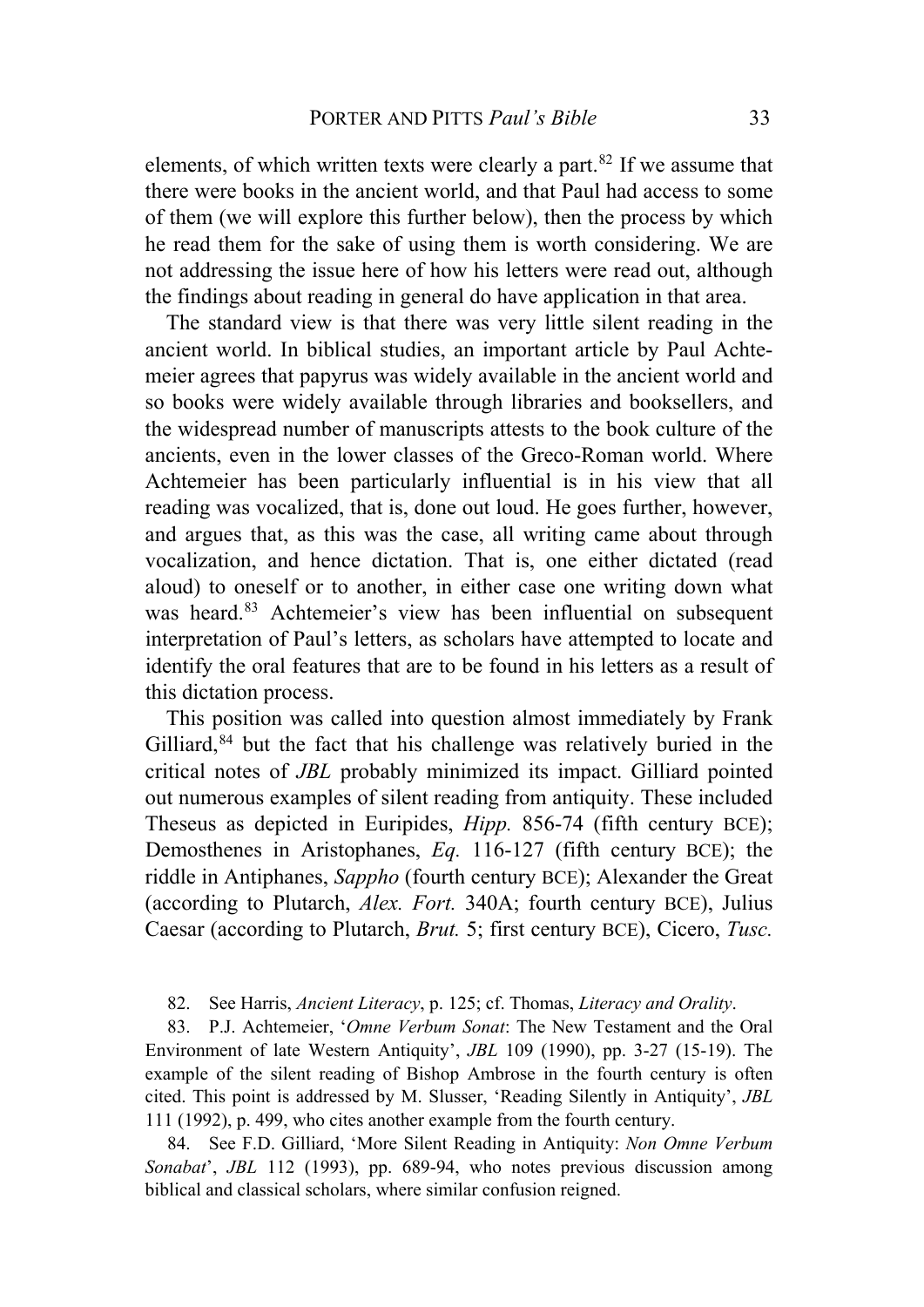elements, of which written texts were clearly a part.[82] If we assume that there were books in the ancient world, and that Paul had access to some of them (we will explore this further below), then the process by which he read them for the sake of using them is worth considering. We are not addressing the issue here of how his letters were read out, although the findings about reading in general do have application in that area.

The standard view is that there was very little silent reading in the ancient world. In biblical studies, an important article by Paul Achtemeier agrees that papyrus was widely available in the ancient world and so books were widely available through libraries and booksellers, and the widespread number of manuscripts attests to the book culture of the ancients, even in the lower classes of the Greco-Roman world. Where Achtemeier has been particularly influential is in his view that all reading was vocalized, that is, done out loud. He goes further, however, and argues that, as this was the case, all writing came about through vocalization, and hence dictation. That is, one either dictated (read aloud) to oneself or to another, in either case one writing down what was heard.[83] Achtemeier's view has been influential on subsequent interpretation of Paul's letters, as scholars have attempted to locate and identify the oral features that are to be found in his letters as a result of this dictation process.

This position was called into question almost immediately by Frank Gilliard,[84] but the fact that his challenge was relatively buried in the critical notes of *JBL* probably minimized its impact. Gilliard pointed out numerous examples of silent reading from antiquity. These included Theseus as depicted in Euripides, *Hipp.* 856-74 (fifth century BCE); Demosthenes in Aristophanes, *Eq.* 116-127 (fifth century BCE); the riddle in Antiphanes, *Sappho* (fourth century BCE); Alexander the Great (according to Plutarch, *Alex. Fort.* 340A; fourth century BCE), Julius Caesar (according to Plutarch, *Brut.* 5; first century BCE), Cicero, *Tusc.*

82. See Harris, *Ancient Literacy*, p. 125; cf. Thomas, *Literacy and Orality*.

83. P.J. Achtemeier, '*Omne Verbum Sonat*: The New Testament and the Oral Environment of late Western Antiquity', *JBL* 109 (1990), pp. 3-27 (15-19). The example of the silent reading of Bishop Ambrose in the fourth century is often cited. This point is addressed by M. Slusser, 'Reading Silently in Antiquity', *JBL* 111 (1992), p. 499, who cites another example from the fourth century.

84. See F.D. Gilliard, 'More Silent Reading in Antiquity: *Non Omne Verbum Sonabat*', *JBL* 112 (1993), pp. 689-94, who notes previous discussion among biblical and classical scholars, where similar confusion reigned.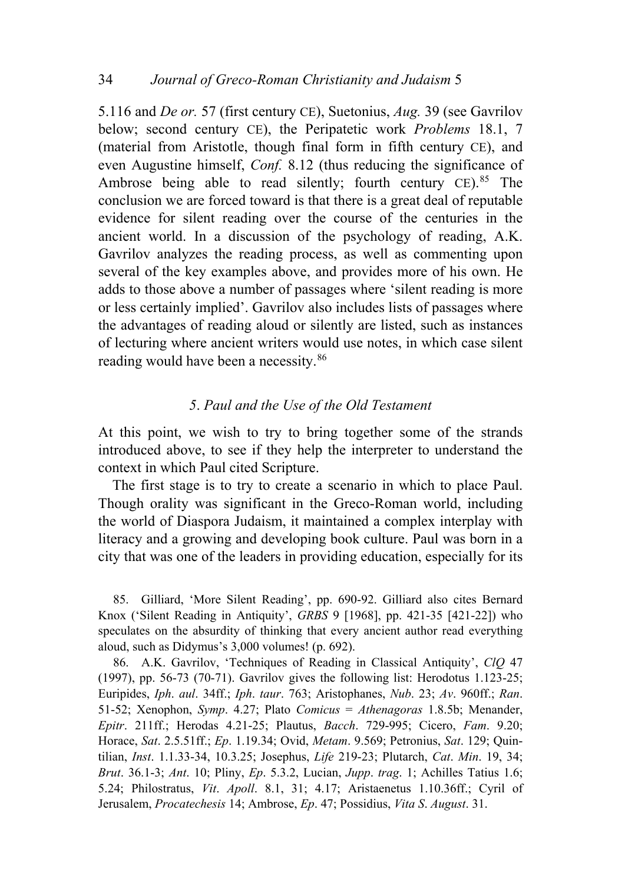5.116 and *De or.* 57 (first century CE), Suetonius, *Aug.* 39 (see Gavrilov below; second century CE), the Peripatetic work *Problems* 18.1, 7 (material from Aristotle, though final form in fifth century CE), and even Augustine himself, *Conf.* 8.12 (thus reducing the significance of Ambrose being able to read silently; fourth century CE).[85] The conclusion we are forced toward is that there is a great deal of reputable evidence for silent reading over the course of the centuries in the ancient world. In a discussion of the psychology of reading, A.K. Gavrilov analyzes the reading process, as well as commenting upon several of the key examples above, and provides more of his own. He adds to those above a number of passages where 'silent reading is more or less certainly implied'. Gavrilov also includes lists of passages where the advantages of reading aloud or silently are listed, such as instances of lecturing where ancient writers would use notes, in which case silent reading would have been a necessity.[86]

### *5. Paul and the Use of the Old Testament*

At this point, we wish to try to bring together some of the strands introduced above, to see if they help the interpreter to understand the context in which Paul cited Scripture.

The first stage is to try to create a scenario in which to place Paul. Though orality was significant in the Greco-Roman world, including the world of Diaspora Judaism, it maintained a complex interplay with literacy and a growing and developing book culture. Paul was born in a city that was one of the leaders in providing education, especially for its

85. Gilliard, 'More Silent Reading', pp. 690-92. Gilliard also cites Bernard Knox ('Silent Reading in Antiquity', *GRBS* 9 [1968], pp. 421-35 [421-22]) who speculates on the absurdity of thinking that every ancient author read everything aloud, such as Didymus's 3,000 volumes! (p. 692).

86. A.K. Gavrilov, 'Techniques of Reading in Classical Antiquity', *ClQ* 47 (1997), pp. 56-73 (70-71). Gavrilov gives the following list: Herodotus 1.123-25; Euripides, *Iph. aul*. 34ff.; *Iph. taur*. 763; Aristophanes, *Nub*. 23; *Av*. 960ff.; *Ran*. 51-52; Xenophon, *Symp*. 4.27; Plato *Comicus* = *Athenagoras* 1.8.5b; Menander, *Epitr*. 211ff.; Herodas 4.21-25; Plautus, *Bacch*. 729-995; Cicero, *Fam*. 9.20; Horace, *Sat*. 2.5.51ff.; *Ep*. 1.19.34; Ovid, *Metam*. 9.569; Petronius, *Sat*. 129; Quintilian, *Inst*. 1.1.33-34, 10.3.25; Josephus, *Life* 219-23; Plutarch, *Cat*. *Min*. 19, 34; *Brut*. 36.1-3; *Ant*. 10; Pliny, *Ep*. 5.3.2, Lucian, *Jupp*. *trag*. 1; Achilles Tatius 1.6; 5.24; Philostratus, *Vit*. *Apoll*. 8.1, 31; 4.17; Aristaenetus 1.10.36ff.; Cyril of Jerusalem, *Procatechesis* 14; Ambrose, *Ep*. 47; Possidius, *Vita S. August*. 31.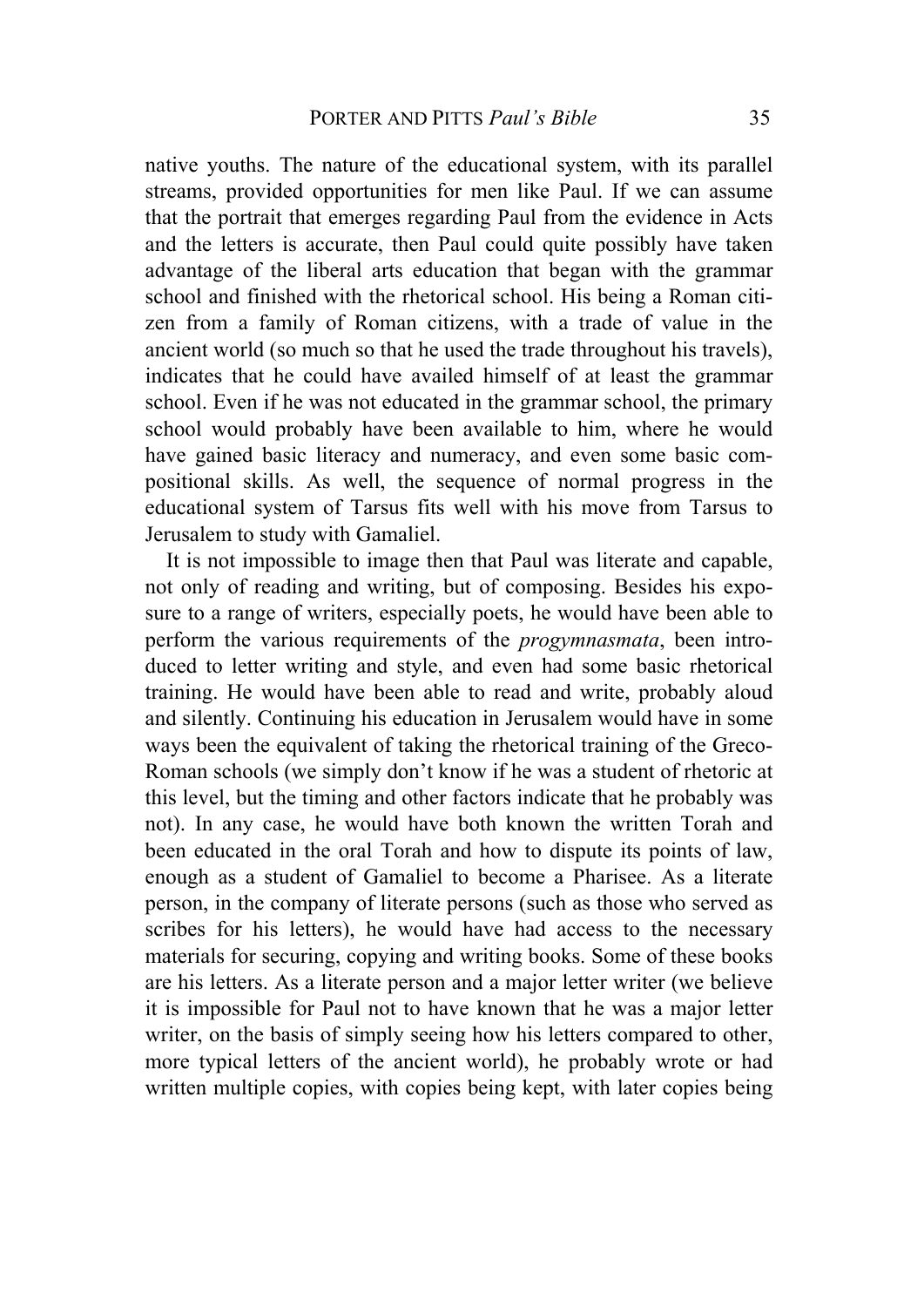native youths. The nature of the educational system, with its parallel streams, provided opportunities for men like Paul. If we can assume that the portrait that emerges regarding Paul from the evidence in Acts and the letters is accurate, then Paul could quite possibly have taken advantage of the liberal arts education that began with the grammar school and finished with the rhetorical school. His being a Roman citizen from a family of Roman citizens, with a trade of value in the ancient world (so much so that he used the trade throughout his travels), indicates that he could have availed himself of at least the grammar school. Even if he was not educated in the grammar school, the primary school would probably have been available to him, where he would have gained basic literacy and numeracy, and even some basic compositional skills. As well, the sequence of normal progress in the educational system of Tarsus fits well with his move from Tarsus to Jerusalem to study with Gamaliel.

It is not impossible to image then that Paul was literate and capable, not only of reading and writing, but of composing. Besides his exposure to a range of writers, especially poets, he would have been able to perform the various requirements of the *progymnasmata*, been introduced to letter writing and style, and even had some basic rhetorical training. He would have been able to read and write, probably aloud and silently. Continuing his education in Jerusalem would have in some ways been the equivalent of taking the rhetorical training of the Greco-Roman schools (we simply don't know if he was a student of rhetoric at this level, but the timing and other factors indicate that he probably was not). In any case, he would have both known the written Torah and been educated in the oral Torah and how to dispute its points of law, enough as a student of Gamaliel to become a Pharisee. As a literate person, in the company of literate persons (such as those who served as scribes for his letters), he would have had access to the necessary materials for securing, copying and writing books. Some of these books are his letters. As a literate person and a major letter writer (we believe it is impossible for Paul not to have known that he was a major letter writer, on the basis of simply seeing how his letters compared to other, more typical letters of the ancient world), he probably wrote or had written multiple copies, with copies being kept, with later copies being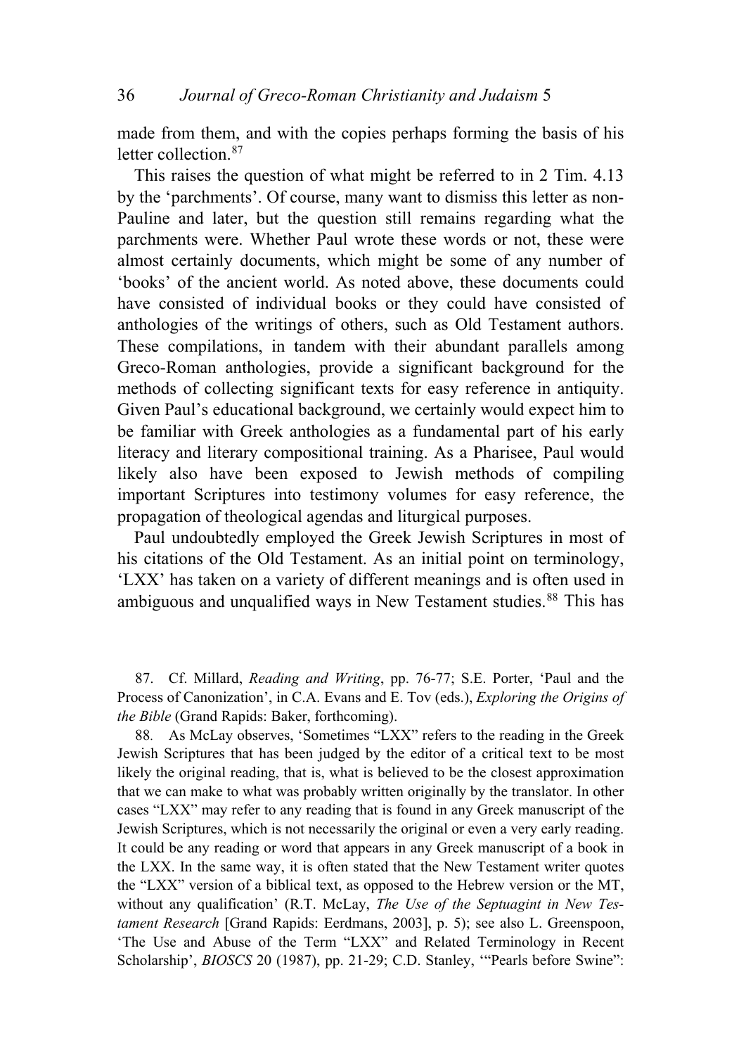made from them, and with the copies perhaps forming the basis of his letter collection.[87]

This raises the question of what might be referred to in 2 Tim. 4.13 by the 'parchments'. Of course, many want to dismiss this letter as non-Pauline and later, but the question still remains regarding what the parchments were. Whether Paul wrote these words or not, these were almost certainly documents, which might be some of any number of 'books' of the ancient world. As noted above, these documents could have consisted of individual books or they could have consisted of anthologies of the writings of others, such as Old Testament authors. These compilations, in tandem with their abundant parallels among Greco-Roman anthologies, provide a significant background for the methods of collecting significant texts for easy reference in antiquity. Given Paul's educational background, we certainly would expect him to be familiar with Greek anthologies as a fundamental part of his early literacy and literary compositional training. As a Pharisee, Paul would likely also have been exposed to Jewish methods of compiling important Scriptures into testimony volumes for easy reference, the propagation of theological agendas and liturgical purposes.

Paul undoubtedly employed the Greek Jewish Scriptures in most of his citations of the Old Testament. As an initial point on terminology, 'LXX' has taken on a variety of different meanings and is often used in ambiguous and unqualified ways in New Testament studies.[88] This has

87. Cf. Millard, *Reading and Writing*, pp. 76-77; S.E. Porter, 'Paul and the Process of Canonization', in C.A. Evans and E. Tov (eds.), *Exploring the Origins of the Bible* (Grand Rapids: Baker, forthcoming).

88. As McLay observes, 'Sometimes "LXX" refers to the reading in the Greek Jewish Scriptures that has been judged by the editor of a critical text to be most likely the original reading, that is, what is believed to be the closest approximation that we can make to what was probably written originally by the translator. In other cases "LXX" may refer to any reading that is found in any Greek manuscript of the Jewish Scriptures, which is not necessarily the original or even a very early reading. It could be any reading or word that appears in any Greek manuscript of a book in the LXX. In the same way, it is often stated that the New Testament writer quotes the "LXX" version of a biblical text, as opposed to the Hebrew version or the MT, without any qualification' (R.T. McLay, *The Use of the Septuagint in New Testament Research* [Grand Rapids: Eerdmans, 2003], p. 5); see also L. Greenspoon, 'The Use and Abuse of the Term "LXX" and Related Terminology in Recent Scholarship', *BIOSCS* 20 (1987), pp. 21-29; C.D. Stanley, '"Pearls before Swine":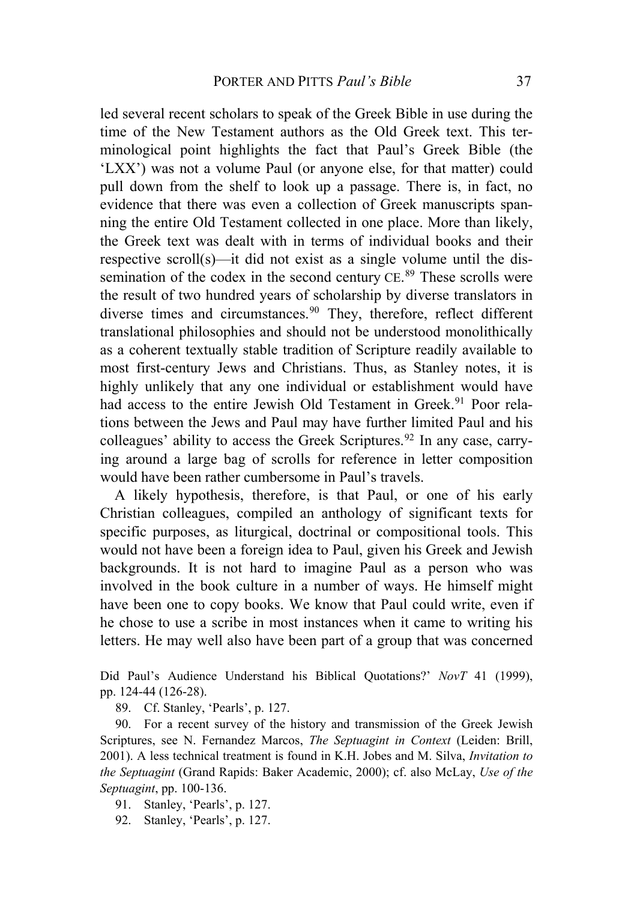led several recent scholars to speak of the Greek Bible in use during the time of the New Testament authors as the Old Greek text. This terminological point highlights the fact that Paul's Greek Bible (the 'LXX') was not a volume Paul (or anyone else, for that matter) could pull down from the shelf to look up a passage. There is, in fact, no evidence that there was even a collection of Greek manuscripts spanning the entire Old Testament collected in one place. More than likely, the Greek text was dealt with in terms of individual books and their respective scroll(s)—it did not exist as a single volume until the dissemination of the codex in the second century CE.[89] These scrolls were the result of two hundred years of scholarship by diverse translators in diverse times and circumstances.[90] They, therefore, reflect different translational philosophies and should not be understood monolithically as a coherent textually stable tradition of Scripture readily available to most first-century Jews and Christians. Thus, as Stanley notes, it is highly unlikely that any one individual or establishment would have had access to the entire Jewish Old Testament in Greek.[91] Poor relations between the Jews and Paul may have further limited Paul and his colleagues' ability to access the Greek Scriptures.[92] In any case, carrying around a large bag of scrolls for reference in letter composition would have been rather cumbersome in Paul's travels.

A likely hypothesis, therefore, is that Paul, or one of his early Christian colleagues, compiled an anthology of significant texts for specific purposes, as liturgical, doctrinal or compositional tools. This would not have been a foreign idea to Paul, given his Greek and Jewish backgrounds. It is not hard to imagine Paul as a person who was involved in the book culture in a number of ways. He himself might have been one to copy books. We know that Paul could write, even if he chose to use a scribe in most instances when it came to writing his letters. He may well also have been part of a group that was concerned

Did Paul's Audience Understand his Biblical Quotations?' *NovT* 41 (1999), pp. 124-44 (126-28).

89. Cf. Stanley, 'Pearls', p. 127.

90. For a recent survey of the history and transmission of the Greek Jewish Scriptures, see N. Fernandez Marcos, *The Septuagint in Context* (Leiden: Brill, 2001). A less technical treatment is found in K.H. Jobes and M. Silva, *Invitation to the Septuagint* (Grand Rapids: Baker Academic, 2000); cf. also McLay, *Use of the Septuagint*, pp. 100-136.

91. Stanley, 'Pearls', p. 127.

92. Stanley, 'Pearls', p. 127.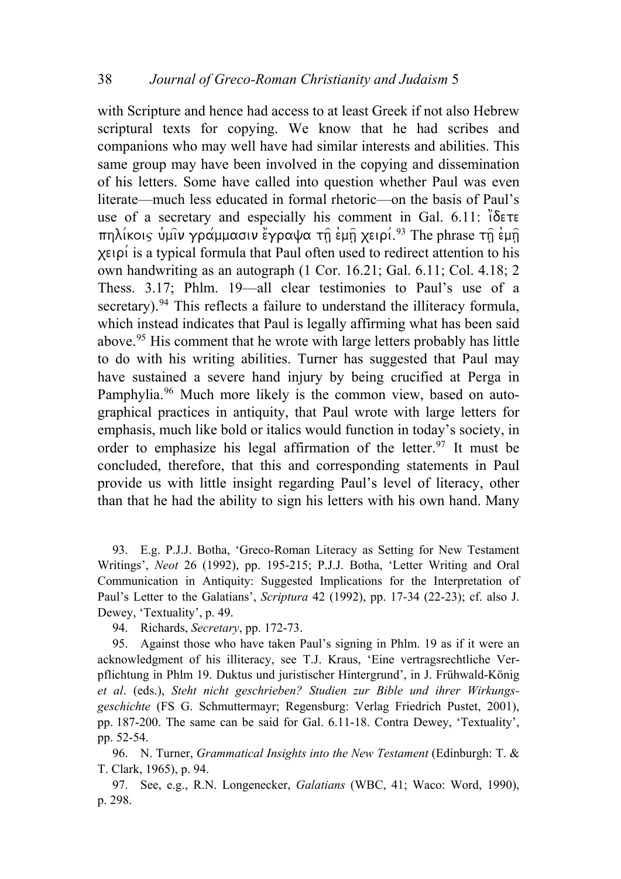with Scripture and hence had access to at least Greek if not also Hebrew scriptural texts for copying. We know that he had scribes and companions who may well have had similar interests and abilities. This same group may have been involved in the copying and dissemination of his letters. Some have called into question whether Paul was even literate—much less educated in formal rhetoric—on the basis of Paul's use of a secretary and especially his comment in Gal. 6.11: ἴδετε πηλίκοις ὑμῖν γράμμασιν ἔγραψα τῇ ἐμῇ χειρί.[93] The phrase τῇ ἐμῇ χειρί is a typical formula that Paul often used to redirect attention to his own handwriting as an autograph (1 Cor. 16.21; Gal. 6.11; Col. 4.18; 2 Thess. 3.17; Phlm. 19—all clear testimonies to Paul's use of a secretary).[94] This reflects a failure to understand the illiteracy formula, which instead indicates that Paul is legally affirming what has been said above.[95] His comment that he wrote with large letters probably has little to do with his writing abilities. Turner has suggested that Paul may have sustained a severe hand injury by being crucified at Perga in Pamphylia.[96] Much more likely is the common view, based on autographical practices in antiquity, that Paul wrote with large letters for emphasis, much like bold or italics would function in today's society, in order to emphasize his legal affirmation of the letter.[97] It must be concluded, therefore, that this and corresponding statements in Paul provide us with little insight regarding Paul's level of literacy, other than that he had the ability to sign his letters with his own hand. Many

93. E.g. P.J.J. Botha, 'Greco-Roman Literacy as Setting for New Testament Writings', *Neot* 26 (1992), pp. 195-215; P.J.J. Botha, 'Letter Writing and Oral Communication in Antiquity: Suggested Implications for the Interpretation of Paul's Letter to the Galatians', *Scriptura* 42 (1992), pp. 17-34 (22-23); cf. also J. Dewey, 'Textuality', p. 49.

94. Richards, *Secretary*, pp. 172-73.

95. Against those who have taken Paul's signing in Phlm. 19 as if it were an acknowledgment of his illiteracy, see T.J. Kraus, 'Eine vertragsrechtliche Verpflichtung in Phlm 19. Duktus und juristischer Hintergrund', in J. Frühwald-König *et al*. (eds.), *Steht nicht geschrieben? Studien zur Bible und ihrer Wirkungsgeschichte* (FS G. Schmuttermayr; Regensburg: Verlag Friedrich Pustet, 2001), pp. 187-200. The same can be said for Gal. 6.11-18. Contra Dewey, 'Textuality', pp. 52-54.

96. N. Turner, *Grammatical Insights into the New Testament* (Edinburgh: T. & T. Clark, 1965), p. 94.

97. See, e.g., R.N. Longenecker, *Galatians* (WBC, 41; Waco: Word, 1990), p. 298.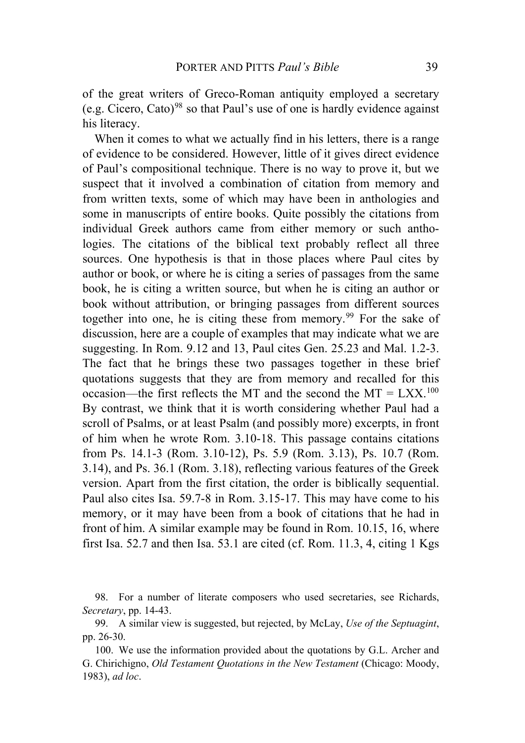of the great writers of Greco-Roman antiquity employed a secretary (e.g. Cicero, Cato)[98] so that Paul's use of one is hardly evidence against his literacy.

When it comes to what we actually find in his letters, there is a range of evidence to be considered. However, little of it gives direct evidence of Paul's compositional technique. There is no way to prove it, but we suspect that it involved a combination of citation from memory and from written texts, some of which may have been in anthologies and some in manuscripts of entire books. Quite possibly the citations from individual Greek authors came from either memory or such anthologies. The citations of the biblical text probably reflect all three sources. One hypothesis is that in those places where Paul cites by author or book, or where he is citing a series of passages from the same book, he is citing a written source, but when he is citing an author or book without attribution, or bringing passages from different sources together into one, he is citing these from memory.[99] For the sake of discussion, here are a couple of examples that may indicate what we are suggesting. In Rom. 9.12 and 13, Paul cites Gen. 25.23 and Mal. 1.2-3. The fact that he brings these two passages together in these brief quotations suggests that they are from memory and recalled for this occasion—the first reflects the MT and the second the MT = LXX.[100] By contrast, we think that it is worth considering whether Paul had a scroll of Psalms, or at least Psalm (and possibly more) excerpts, in front of him when he wrote Rom. 3.10-18. This passage contains citations from Ps. 14.1-3 (Rom. 3.10-12), Ps. 5.9 (Rom. 3.13), Ps. 10.7 (Rom. 3.14), and Ps. 36.1 (Rom. 3.18), reflecting various features of the Greek version. Apart from the first citation, the order is biblically sequential. Paul also cites Isa. 59.7-8 in Rom. 3.15-17. This may have come to his memory, or it may have been from a book of citations that he had in front of him. A similar example may be found in Rom. 10.15, 16, where first Isa. 52.7 and then Isa. 53.1 are cited (cf. Rom. 11.3, 4, citing 1 Kgs

98. For a number of literate composers who used secretaries, see Richards, *Secretary*, pp. 14-43.

99. A similar view is suggested, but rejected, by McLay, *Use of the Septuagint*, pp. 26-30.

100. We use the information provided about the quotations by G.L. Archer and G. Chirichigno, *Old Testament Quotations in the New Testament* (Chicago: Moody, 1983), *ad loc*.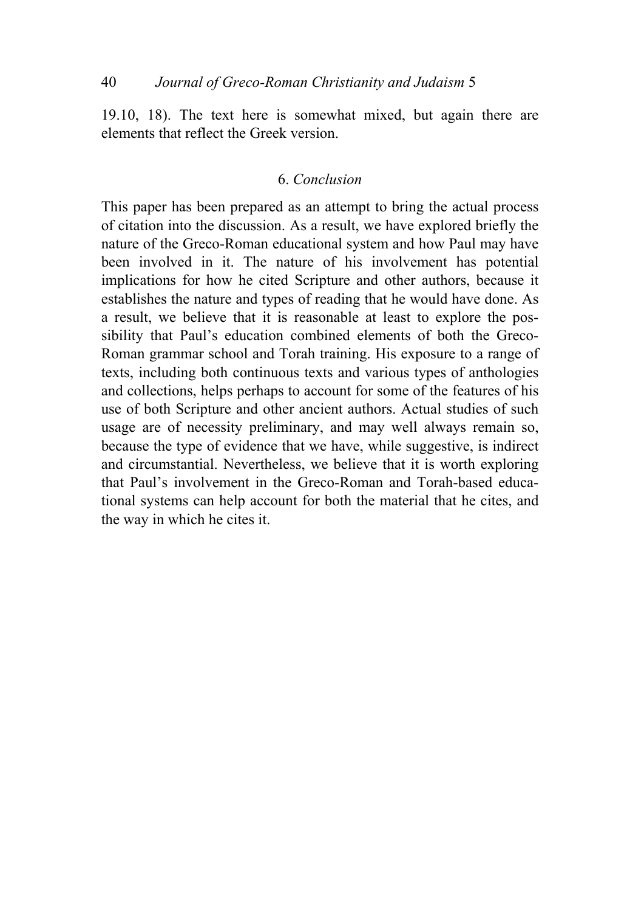19.10, 18). The text here is somewhat mixed, but again there are elements that reflect the Greek version.

## 6. *Conclusion*

This paper has been prepared as an attempt to bring the actual process of citation into the discussion. As a result, we have explored briefly the nature of the Greco-Roman educational system and how Paul may have been involved in it. The nature of his involvement has potential implications for how he cited Scripture and other authors, because it establishes the nature and types of reading that he would have done. As a result, we believe that it is reasonable at least to explore the possibility that Paul's education combined elements of both the Greco-Roman grammar school and Torah training. His exposure to a range of texts, including both continuous texts and various types of anthologies and collections, helps perhaps to account for some of the features of his use of both Scripture and other ancient authors. Actual studies of such usage are of necessity preliminary, and may well always remain so, because the type of evidence that we have, while suggestive, is indirect and circumstantial. Nevertheless, we believe that it is worth exploring that Paul's involvement in the Greco-Roman and Torah-based educational systems can help account for both the material that he cites, and the way in which he cites it.